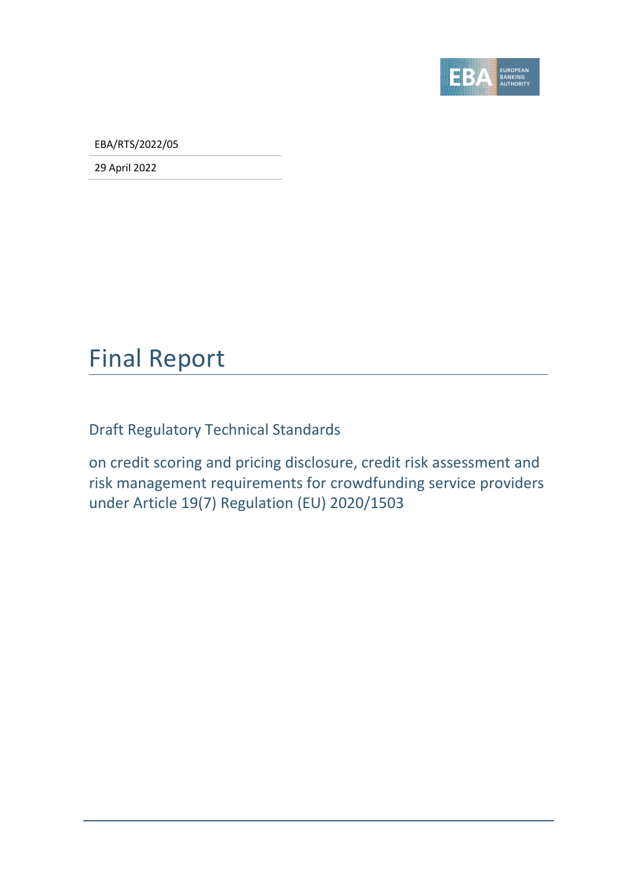EBA/RTS/2022/05

29 April 2022

# Final Report

## Draft Regulatory Technical Standards

on credit scoring and pricing disclosure, credit risk assessment and risk management requirements for crowdfunding service providers under Article 19(7) Regulation (EU) 2020/1503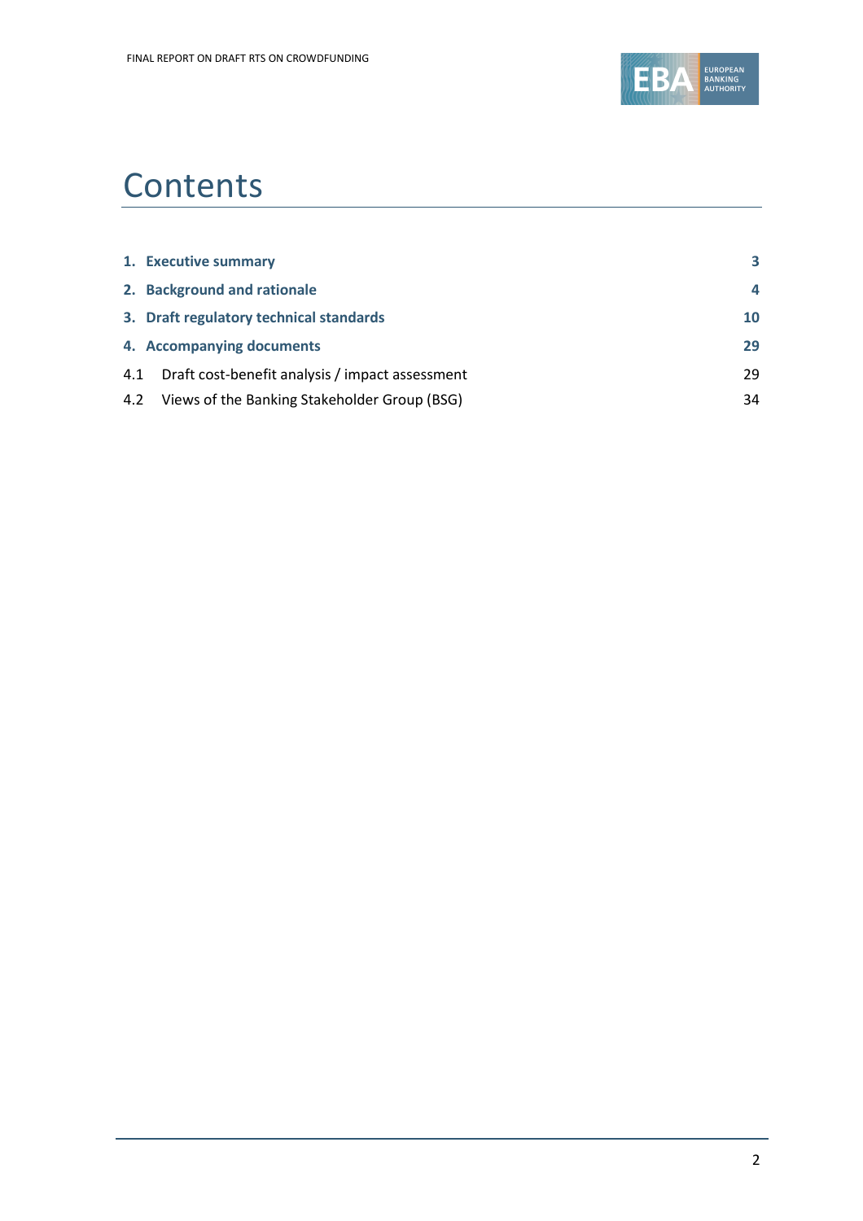# Contents

| | |
|---|---|
| **1. Executive summary** | **3** |
| **2. Background and rationale** | **4** |
| **3. Draft regulatory technical standards** | **10** |
| **4. Accompanying documents** | **29** |
| 4.1 Draft cost-benefit analysis / impact assessment | 29 |
| 4.2 Views of the Banking Stakeholder Group (BSG) | 34 |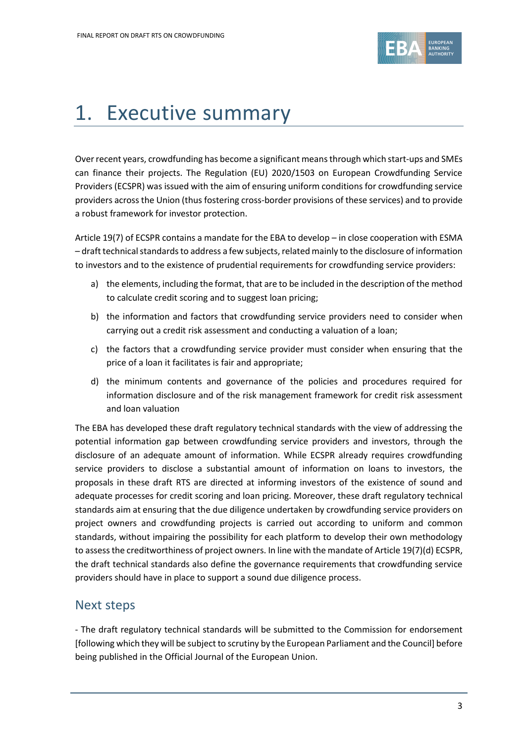# 1. Executive summary

Over recent years, crowdfunding has become a significant means through which start-ups and SMEs can finance their projects. The Regulation (EU) 2020/1503 on European Crowdfunding Service Providers (ECSPR) was issued with the aim of ensuring uniform conditions for crowdfunding service providers across the Union (thus fostering cross-border provisions of these services) and to provide a robust framework for investor protection.

Article 19(7) of ECSPR contains a mandate for the EBA to develop – in close cooperation with ESMA – draft technical standards to address a few subjects, related mainly to the disclosure of information to investors and to the existence of prudential requirements for crowdfunding service providers:

a) the elements, including the format, that are to be included in the description of the method to calculate credit scoring and to suggest loan pricing;

b) the information and factors that crowdfunding service providers need to consider when carrying out a credit risk assessment and conducting a valuation of a loan;

c) the factors that a crowdfunding service provider must consider when ensuring that the price of a loan it facilitates is fair and appropriate;

d) the minimum contents and governance of the policies and procedures required for information disclosure and of the risk management framework for credit risk assessment and loan valuation

The EBA has developed these draft regulatory technical standards with the view of addressing the potential information gap between crowdfunding service providers and investors, through the disclosure of an adequate amount of information. While ECSPR already requires crowdfunding service providers to disclose a substantial amount of information on loans to investors, the proposals in these draft RTS are directed at informing investors of the existence of sound and adequate processes for credit scoring and loan pricing. Moreover, these draft regulatory technical standards aim at ensuring that the due diligence undertaken by crowdfunding service providers on project owners and crowdfunding projects is carried out according to uniform and common standards, without impairing the possibility for each platform to develop their own methodology to assess the creditworthiness of project owners. In line with the mandate of Article 19(7)(d) ECSPR, the draft technical standards also define the governance requirements that crowdfunding service providers should have in place to support a sound due diligence process.

## Next steps

- The draft regulatory technical standards will be submitted to the Commission for endorsement [following which they will be subject to scrutiny by the European Parliament and the Council] before being published in the Official Journal of the European Union.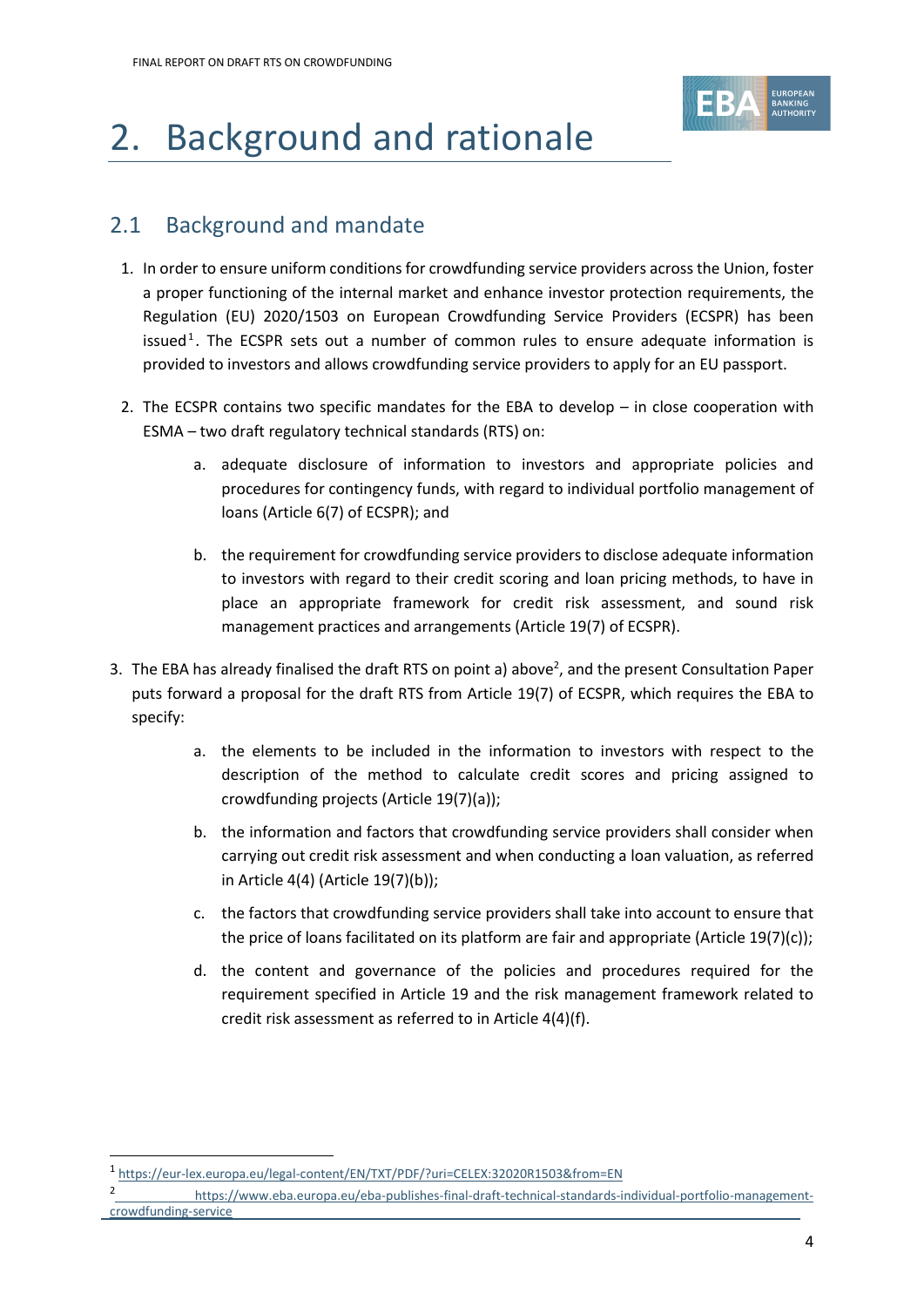# 2. Background and rationale

## 2.1 Background and mandate

1. In order to ensure uniform conditions for crowdfunding service providers across the Union, foster a proper functioning of the internal market and enhance investor protection requirements, the Regulation (EU) 2020/1503 on European Crowdfunding Service Providers (ECSPR) has been issued[1]. The ECSPR sets out a number of common rules to ensure adequate information is provided to investors and allows crowdfunding service providers to apply for an EU passport.

2. The ECSPR contains two specific mandates for the EBA to develop – in close cooperation with ESMA – two draft regulatory technical standards (RTS) on:

   a. adequate disclosure of information to investors and appropriate policies and procedures for contingency funds, with regard to individual portfolio management of loans (Article 6(7) of ECSPR); and

   b. the requirement for crowdfunding service providers to disclose adequate information to investors with regard to their credit scoring and loan pricing methods, to have in place an appropriate framework for credit risk assessment, and sound risk management practices and arrangements (Article 19(7) of ECSPR).

3. The EBA has already finalised the draft RTS on point a) above[2], and the present Consultation Paper puts forward a proposal for the draft RTS from Article 19(7) of ECSPR, which requires the EBA to specify:

   a. the elements to be included in the information to investors with respect to the description of the method to calculate credit scores and pricing assigned to crowdfunding projects (Article 19(7)(a));

   b. the information and factors that crowdfunding service providers shall consider when carrying out credit risk assessment and when conducting a loan valuation, as referred in Article 4(4) (Article 19(7)(b));

   c. the factors that crowdfunding service providers shall take into account to ensure that the price of loans facilitated on its platform are fair and appropriate (Article 19(7)(c));

   d. the content and governance of the policies and procedures required for the requirement specified in Article 19 and the risk management framework related to credit risk assessment as referred to in Article 4(4)(f).

---

[1] https://eur-lex.europa.eu/legal-content/EN/TXT/PDF/?uri=CELEX:32020R1503&from=EN

[2] https://www.eba.europa.eu/eba-publishes-final-draft-technical-standards-individual-portfolio-management-crowdfunding-service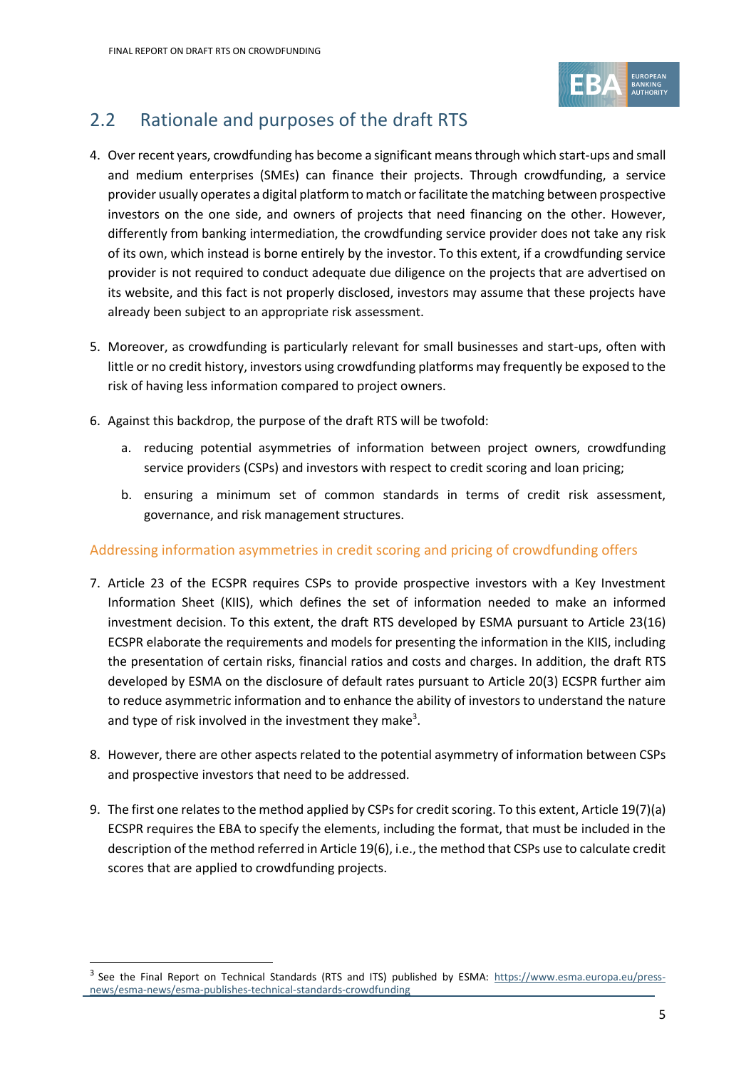## 2.2 Rationale and purposes of the draft RTS

4. Over recent years, crowdfunding has become a significant means through which start-ups and small and medium enterprises (SMEs) can finance their projects. Through crowdfunding, a service provider usually operates a digital platform to match or facilitate the matching between prospective investors on the one side, and owners of projects that need financing on the other. However, differently from banking intermediation, the crowdfunding service provider does not take any risk of its own, which instead is borne entirely by the investor. To this extent, if a crowdfunding service provider is not required to conduct adequate due diligence on the projects that are advertised on its website, and this fact is not properly disclosed, investors may assume that these projects have already been subject to an appropriate risk assessment.

5. Moreover, as crowdfunding is particularly relevant for small businesses and start-ups, often with little or no credit history, investors using crowdfunding platforms may frequently be exposed to the risk of having less information compared to project owners.

6. Against this backdrop, the purpose of the draft RTS will be twofold:

   a. reducing potential asymmetries of information between project owners, crowdfunding service providers (CSPs) and investors with respect to credit scoring and loan pricing;

   b. ensuring a minimum set of common standards in terms of credit risk assessment, governance, and risk management structures.

### Addressing information asymmetries in credit scoring and pricing of crowdfunding offers

7. Article 23 of the ECSPR requires CSPs to provide prospective investors with a Key Investment Information Sheet (KIIS), which defines the set of information needed to make an informed investment decision. To this extent, the draft RTS developed by ESMA pursuant to Article 23(16) ECSPR elaborate the requirements and models for presenting the information in the KIIS, including the presentation of certain risks, financial ratios and costs and charges. In addition, the draft RTS developed by ESMA on the disclosure of default rates pursuant to Article 20(3) ECSPR further aim to reduce asymmetric information and to enhance the ability of investors to understand the nature and type of risk involved in the investment they make[3].

8. However, there are other aspects related to the potential asymmetry of information between CSPs and prospective investors that need to be addressed.

9. The first one relates to the method applied by CSPs for credit scoring. To this extent, Article 19(7)(a) ECSPR requires the EBA to specify the elements, including the format, that must be included in the description of the method referred in Article 19(6), i.e., the method that CSPs use to calculate credit scores that are applied to crowdfunding projects.

---

[3] See the Final Report on Technical Standards (RTS and ITS) published by ESMA: https://www.esma.europa.eu/press-news/esma-news/esma-publishes-technical-standards-crowdfunding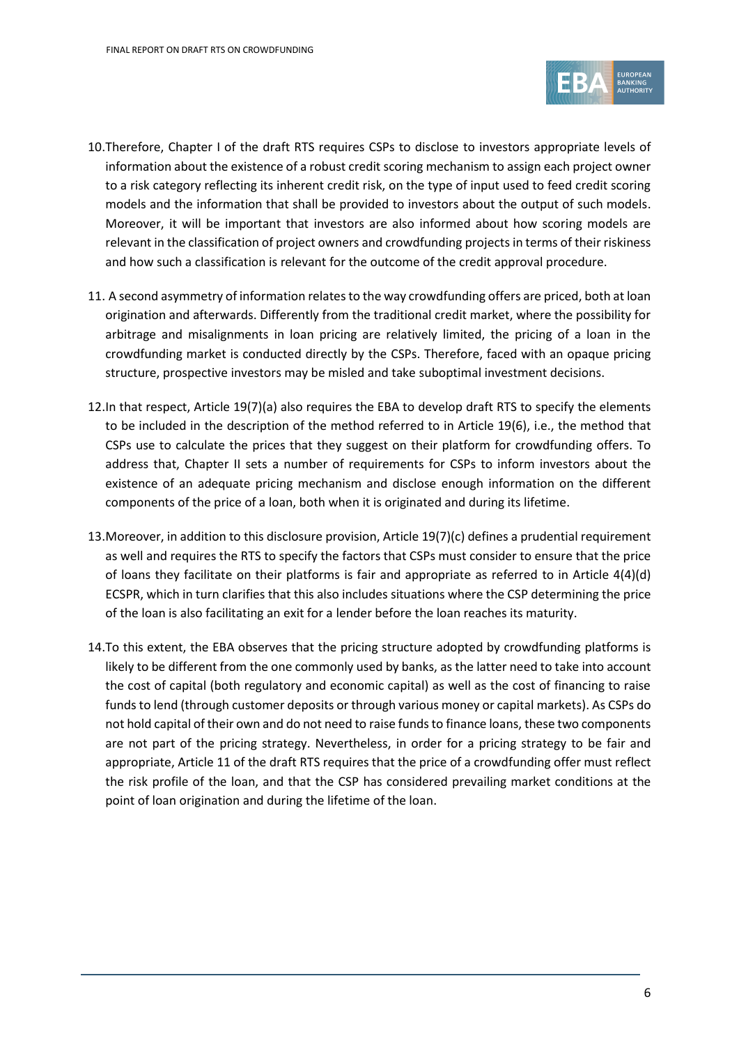10. Therefore, Chapter I of the draft RTS requires CSPs to disclose to investors appropriate levels of information about the existence of a robust credit scoring mechanism to assign each project owner to a risk category reflecting its inherent credit risk, on the type of input used to feed credit scoring models and the information that shall be provided to investors about the output of such models. Moreover, it will be important that investors are also informed about how scoring models are relevant in the classification of project owners and crowdfunding projects in terms of their riskiness and how such a classification is relevant for the outcome of the credit approval procedure.

11. A second asymmetry of information relates to the way crowdfunding offers are priced, both at loan origination and afterwards. Differently from the traditional credit market, where the possibility for arbitrage and misalignments in loan pricing are relatively limited, the pricing of a loan in the crowdfunding market is conducted directly by the CSPs. Therefore, faced with an opaque pricing structure, prospective investors may be misled and take suboptimal investment decisions.

12. In that respect, Article 19(7)(a) also requires the EBA to develop draft RTS to specify the elements to be included in the description of the method referred to in Article 19(6), i.e., the method that CSPs use to calculate the prices that they suggest on their platform for crowdfunding offers. To address that, Chapter II sets a number of requirements for CSPs to inform investors about the existence of an adequate pricing mechanism and disclose enough information on the different components of the price of a loan, both when it is originated and during its lifetime.

13. Moreover, in addition to this disclosure provision, Article 19(7)(c) defines a prudential requirement as well and requires the RTS to specify the factors that CSPs must consider to ensure that the price of loans they facilitate on their platforms is fair and appropriate as referred to in Article 4(4)(d) ECSPR, which in turn clarifies that this also includes situations where the CSP determining the price of the loan is also facilitating an exit for a lender before the loan reaches its maturity.

14. To this extent, the EBA observes that the pricing structure adopted by crowdfunding platforms is likely to be different from the one commonly used by banks, as the latter need to take into account the cost of capital (both regulatory and economic capital) as well as the cost of financing to raise funds to lend (through customer deposits or through various money or capital markets). As CSPs do not hold capital of their own and do not need to raise funds to finance loans, these two components are not part of the pricing strategy. Nevertheless, in order for a pricing strategy to be fair and appropriate, Article 11 of the draft RTS requires that the price of a crowdfunding offer must reflect the risk profile of the loan, and that the CSP has considered prevailing market conditions at the point of loan origination and during the lifetime of the loan.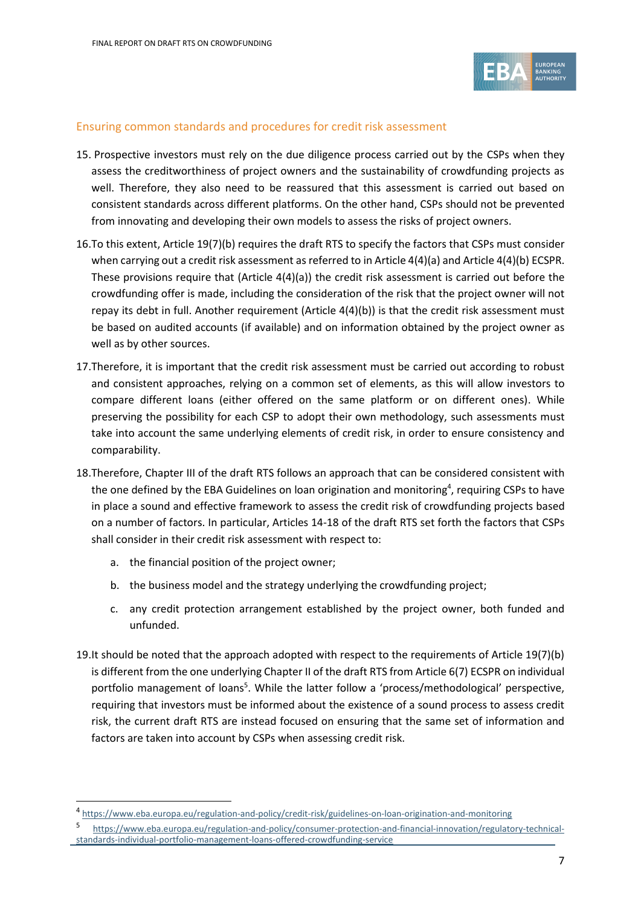## Ensuring common standards and procedures for credit risk assessment

15. Prospective investors must rely on the due diligence process carried out by the CSPs when they assess the creditworthiness of project owners and the sustainability of crowdfunding projects as well. Therefore, they also need to be reassured that this assessment is carried out based on consistent standards across different platforms. On the other hand, CSPs should not be prevented from innovating and developing their own models to assess the risks of project owners.

16. To this extent, Article 19(7)(b) requires the draft RTS to specify the factors that CSPs must consider when carrying out a credit risk assessment as referred to in Article 4(4)(a) and Article 4(4)(b) ECSPR. These provisions require that (Article 4(4)(a)) the credit risk assessment is carried out before the crowdfunding offer is made, including the consideration of the risk that the project owner will not repay its debt in full. Another requirement (Article 4(4)(b)) is that the credit risk assessment must be based on audited accounts (if available) and on information obtained by the project owner as well as by other sources.

17. Therefore, it is important that the credit risk assessment must be carried out according to robust and consistent approaches, relying on a common set of elements, as this will allow investors to compare different loans (either offered on the same platform or on different ones). While preserving the possibility for each CSP to adopt their own methodology, such assessments must take into account the same underlying elements of credit risk, in order to ensure consistency and comparability.

18. Therefore, Chapter III of the draft RTS follows an approach that can be considered consistent with the one defined by the EBA Guidelines on loan origination and monitoring[4], requiring CSPs to have in place a sound and effective framework to assess the credit risk of crowdfunding projects based on a number of factors. In particular, Articles 14-18 of the draft RTS set forth the factors that CSPs shall consider in their credit risk assessment with respect to:

    a. the financial position of the project owner;

    b. the business model and the strategy underlying the crowdfunding project;

    c. any credit protection arrangement established by the project owner, both funded and unfunded.

19. It should be noted that the approach adopted with respect to the requirements of Article 19(7)(b) is different from the one underlying Chapter II of the draft RTS from Article 6(7) ECSPR on individual portfolio management of loans[5]. While the latter follow a 'process/methodological' perspective, requiring that investors must be informed about the existence of a sound process to assess credit risk, the current draft RTS are instead focused on ensuring that the same set of information and factors are taken into account by CSPs when assessing credit risk.

---

[4] https://www.eba.europa.eu/regulation-and-policy/credit-risk/guidelines-on-loan-origination-and-monitoring

[5] https://www.eba.europa.eu/regulation-and-policy/consumer-protection-and-financial-innovation/regulatory-technical-standards-individual-portfolio-management-loans-offered-crowdfunding-service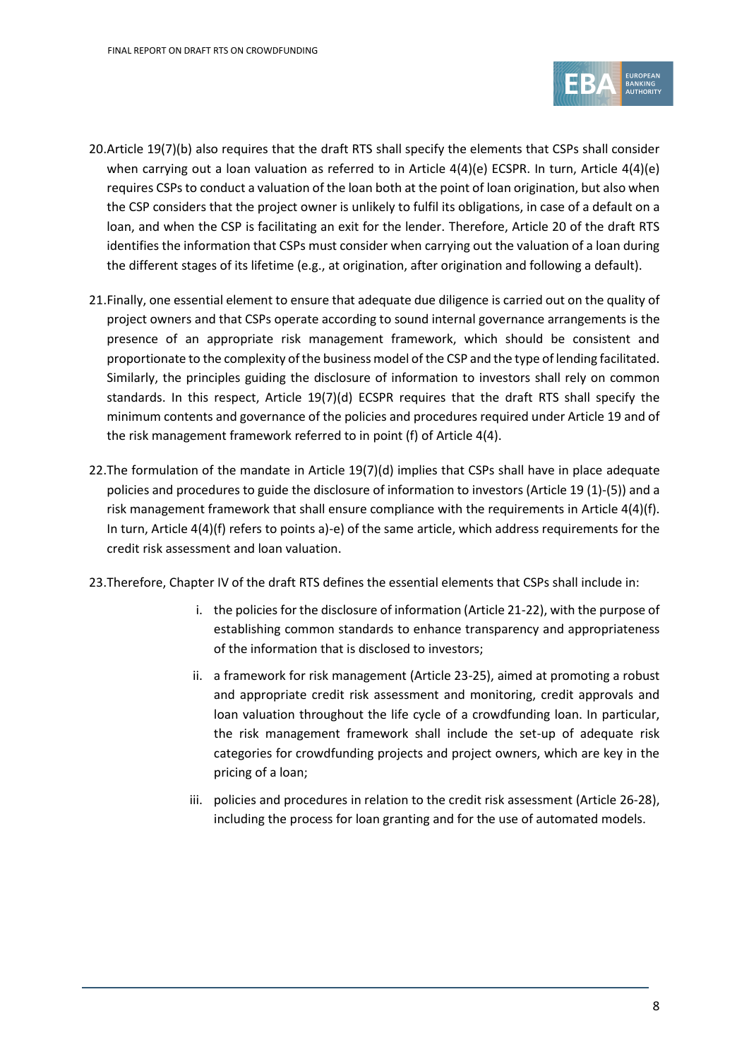20. Article 19(7)(b) also requires that the draft RTS shall specify the elements that CSPs shall consider when carrying out a loan valuation as referred to in Article 4(4)(e) ECSPR. In turn, Article 4(4)(e) requires CSPs to conduct a valuation of the loan both at the point of loan origination, but also when the CSP considers that the project owner is unlikely to fulfil its obligations, in case of a default on a loan, and when the CSP is facilitating an exit for the lender. Therefore, Article 20 of the draft RTS identifies the information that CSPs must consider when carrying out the valuation of a loan during the different stages of its lifetime (e.g., at origination, after origination and following a default).

21. Finally, one essential element to ensure that adequate due diligence is carried out on the quality of project owners and that CSPs operate according to sound internal governance arrangements is the presence of an appropriate risk management framework, which should be consistent and proportionate to the complexity of the business model of the CSP and the type of lending facilitated. Similarly, the principles guiding the disclosure of information to investors shall rely on common standards. In this respect, Article 19(7)(d) ECSPR requires that the draft RTS shall specify the minimum contents and governance of the policies and procedures required under Article 19 and of the risk management framework referred to in point (f) of Article 4(4).

22. The formulation of the mandate in Article 19(7)(d) implies that CSPs shall have in place adequate policies and procedures to guide the disclosure of information to investors (Article 19 (1)-(5)) and a risk management framework that shall ensure compliance with the requirements in Article 4(4)(f). In turn, Article 4(4)(f) refers to points a)-e) of the same article, which address requirements for the credit risk assessment and loan valuation.

23. Therefore, Chapter IV of the draft RTS defines the essential elements that CSPs shall include in:

    i. the policies for the disclosure of information (Article 21-22), with the purpose of establishing common standards to enhance transparency and appropriateness of the information that is disclosed to investors;

    ii. a framework for risk management (Article 23-25), aimed at promoting a robust and appropriate credit risk assessment and monitoring, credit approvals and loan valuation throughout the life cycle of a crowdfunding loan. In particular, the risk management framework shall include the set-up of adequate risk categories for crowdfunding projects and project owners, which are key in the pricing of a loan;

    iii. policies and procedures in relation to the credit risk assessment (Article 26-28), including the process for loan granting and for the use of automated models.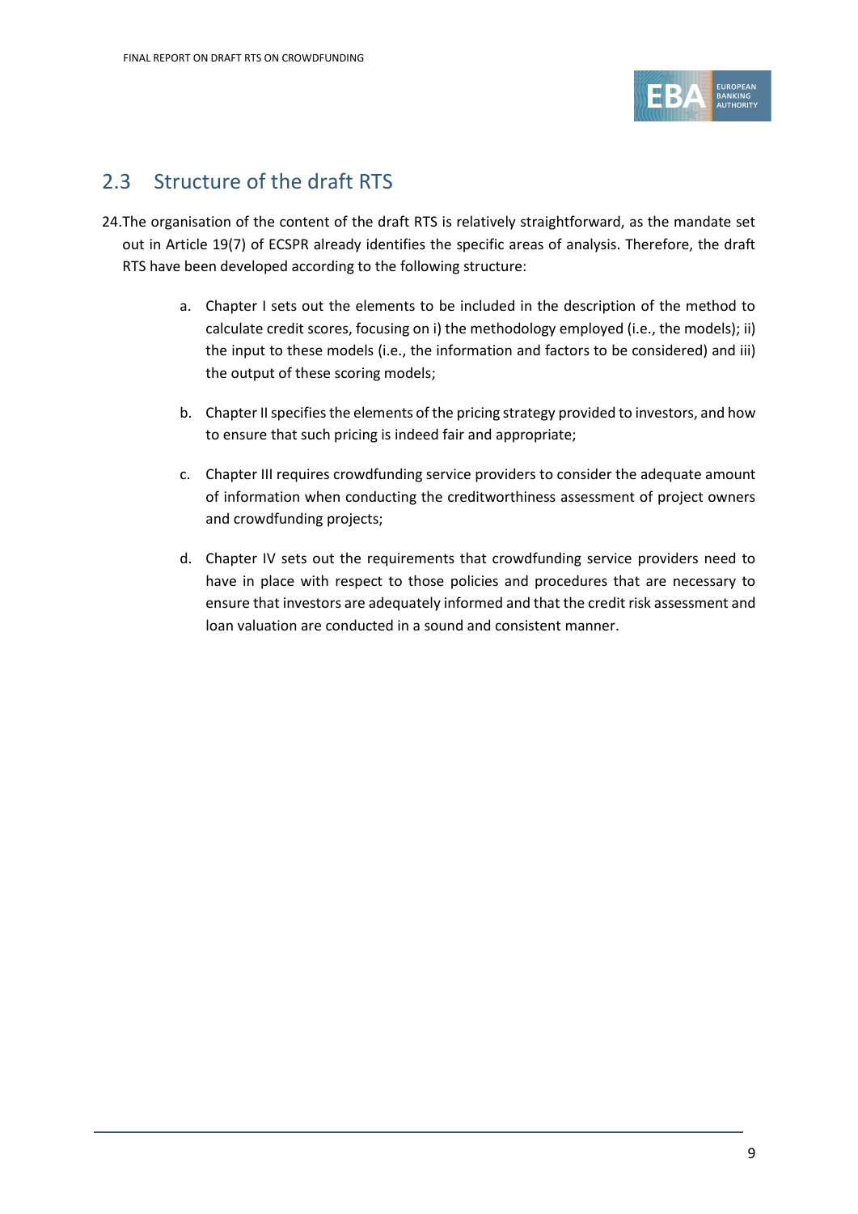## 2.3 Structure of the draft RTS

24. The organisation of the content of the draft RTS is relatively straightforward, as the mandate set out in Article 19(7) of ECSPR already identifies the specific areas of analysis. Therefore, the draft RTS have been developed according to the following structure:

    a. Chapter I sets out the elements to be included in the description of the method to calculate credit scores, focusing on i) the methodology employed (i.e., the models); ii) the input to these models (i.e., the information and factors to be considered) and iii) the output of these scoring models;

    b. Chapter II specifies the elements of the pricing strategy provided to investors, and how to ensure that such pricing is indeed fair and appropriate;

    c. Chapter III requires crowdfunding service providers to consider the adequate amount of information when conducting the creditworthiness assessment of project owners and crowdfunding projects;

    d. Chapter IV sets out the requirements that crowdfunding service providers need to have in place with respect to those policies and procedures that are necessary to ensure that investors are adequately informed and that the credit risk assessment and loan valuation are conducted in a sound and consistent manner.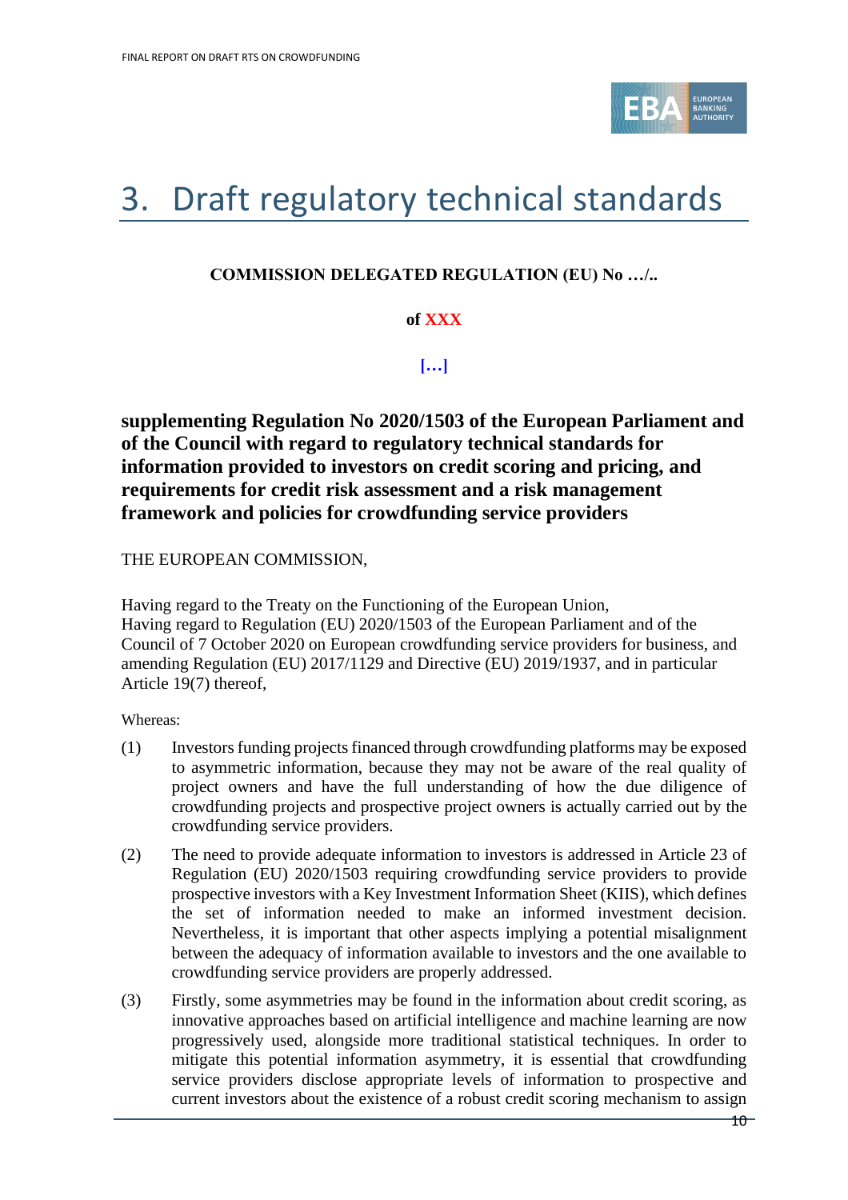# 3. Draft regulatory technical standards

**COMMISSION DELEGATED REGULATION (EU) No …/..**

**of XXX**

**[…]**

## supplementing Regulation No 2020/1503 of the European Parliament and of the Council with regard to regulatory technical standards for information provided to investors on credit scoring and pricing, and requirements for credit risk assessment and a risk management framework and policies for crowdfunding service providers

THE EUROPEAN COMMISSION,

Having regard to the Treaty on the Functioning of the European Union,
Having regard to Regulation (EU) 2020/1503 of the European Parliament and of the Council of 7 October 2020 on European crowdfunding service providers for business, and amending Regulation (EU) 2017/1129 and Directive (EU) 2019/1937, and in particular Article 19(7) thereof,

Whereas:

(1) Investors funding projects financed through crowdfunding platforms may be exposed to asymmetric information, because they may not be aware of the real quality of project owners and have the full understanding of how the due diligence of crowdfunding projects and prospective project owners is actually carried out by the crowdfunding service providers.

(2) The need to provide adequate information to investors is addressed in Article 23 of Regulation (EU) 2020/1503 requiring crowdfunding service providers to provide prospective investors with a Key Investment Information Sheet (KIIS), which defines the set of information needed to make an informed investment decision. Nevertheless, it is important that other aspects implying a potential misalignment between the adequacy of information available to investors and the one available to crowdfunding service providers are properly addressed.

(3) Firstly, some asymmetries may be found in the information about credit scoring, as innovative approaches based on artificial intelligence and machine learning are now progressively used, alongside more traditional statistical techniques. In order to mitigate this potential information asymmetry, it is essential that crowdfunding service providers disclose appropriate levels of information to prospective and current investors about the existence of a robust credit scoring mechanism to assign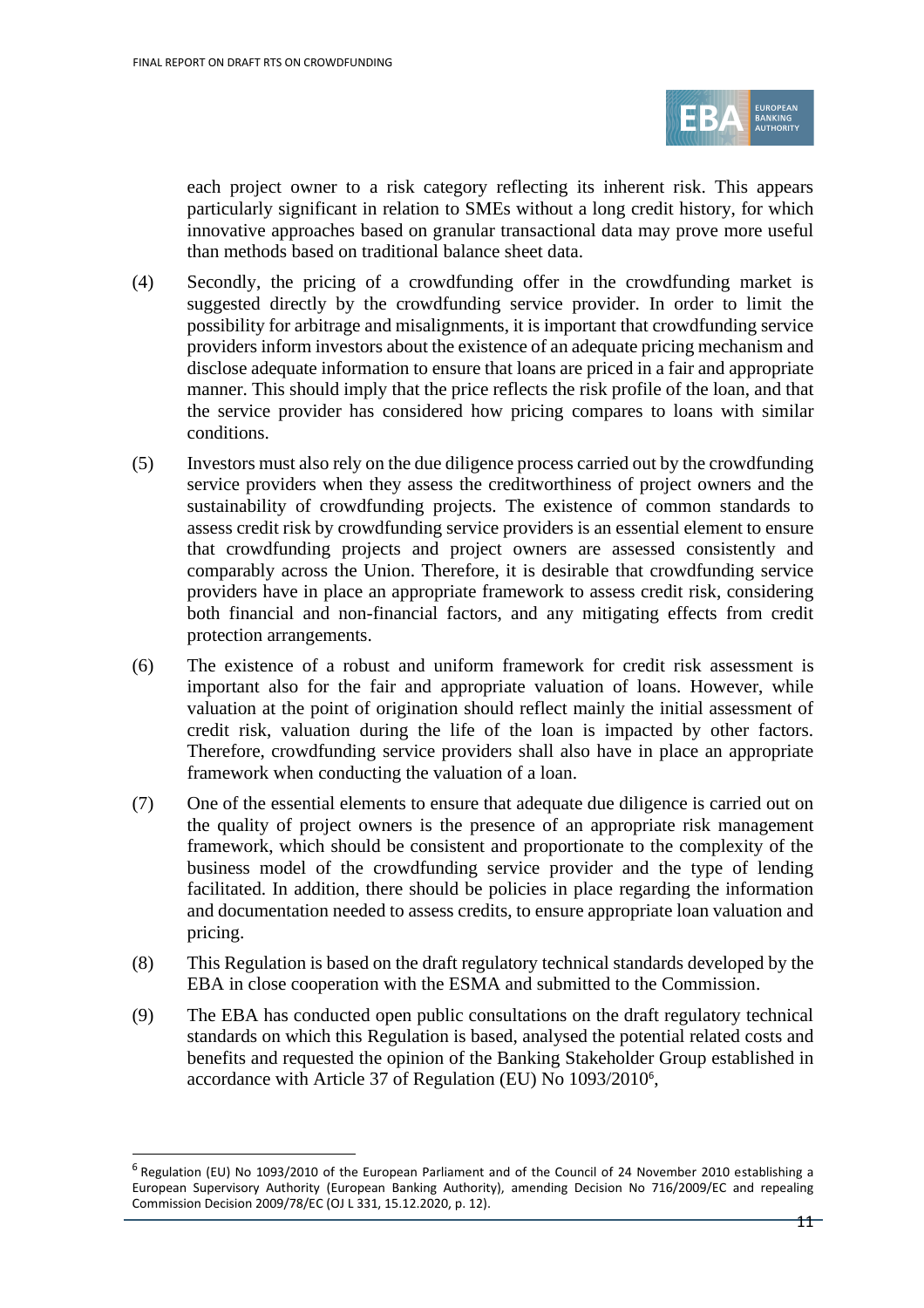each project owner to a risk category reflecting its inherent risk. This appears particularly significant in relation to SMEs without a long credit history, for which innovative approaches based on granular transactional data may prove more useful than methods based on traditional balance sheet data.

(4) Secondly, the pricing of a crowdfunding offer in the crowdfunding market is suggested directly by the crowdfunding service provider. In order to limit the possibility for arbitrage and misalignments, it is important that crowdfunding service providers inform investors about the existence of an adequate pricing mechanism and disclose adequate information to ensure that loans are priced in a fair and appropriate manner. This should imply that the price reflects the risk profile of the loan, and that the service provider has considered how pricing compares to loans with similar conditions.

(5) Investors must also rely on the due diligence process carried out by the crowdfunding service providers when they assess the creditworthiness of project owners and the sustainability of crowdfunding projects. The existence of common standards to assess credit risk by crowdfunding service providers is an essential element to ensure that crowdfunding projects and project owners are assessed consistently and comparably across the Union. Therefore, it is desirable that crowdfunding service providers have in place an appropriate framework to assess credit risk, considering both financial and non-financial factors, and any mitigating effects from credit protection arrangements.

(6) The existence of a robust and uniform framework for credit risk assessment is important also for the fair and appropriate valuation of loans. However, while valuation at the point of origination should reflect mainly the initial assessment of credit risk, valuation during the life of the loan is impacted by other factors. Therefore, crowdfunding service providers shall also have in place an appropriate framework when conducting the valuation of a loan.

(7) One of the essential elements to ensure that adequate due diligence is carried out on the quality of project owners is the presence of an appropriate risk management framework, which should be consistent and proportionate to the complexity of the business model of the crowdfunding service provider and the type of lending facilitated. In addition, there should be policies in place regarding the information and documentation needed to assess credits, to ensure appropriate loan valuation and pricing.

(8) This Regulation is based on the draft regulatory technical standards developed by the EBA in close cooperation with the ESMA and submitted to the Commission.

(9) The EBA has conducted open public consultations on the draft regulatory technical standards on which this Regulation is based, analysed the potential related costs and benefits and requested the opinion of the Banking Stakeholder Group established in accordance with Article 37 of Regulation (EU) No 1093/2010[6],

---

[6] Regulation (EU) No 1093/2010 of the European Parliament and of the Council of 24 November 2010 establishing a European Supervisory Authority (European Banking Authority), amending Decision No 716/2009/EC and repealing Commission Decision 2009/78/EC (OJ L 331, 15.12.2020, p. 12).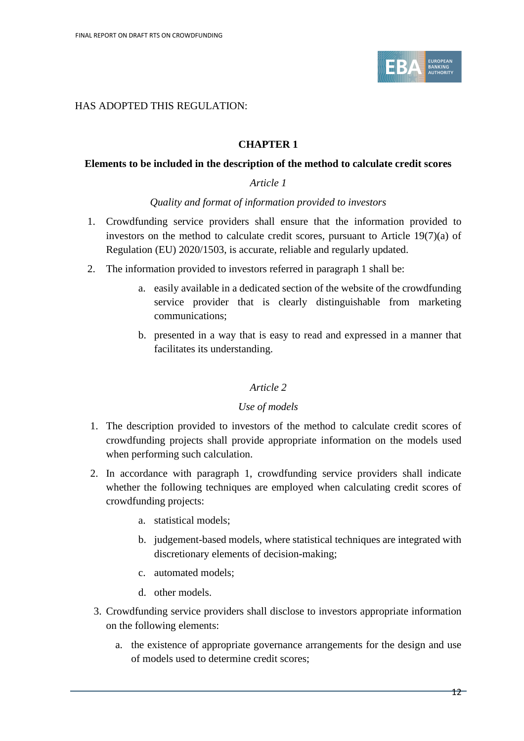HAS ADOPTED THIS REGULATION:

## CHAPTER 1

### Elements to be included in the description of the method to calculate credit scores

*Article 1*

*Quality and format of information provided to investors*

1. Crowdfunding service providers shall ensure that the information provided to investors on the method to calculate credit scores, pursuant to Article 19(7)(a) of Regulation (EU) 2020/1503, is accurate, reliable and regularly updated.
2. The information provided to investors referred in paragraph 1 shall be:
    a. easily available in a dedicated section of the website of the crowdfunding service provider that is clearly distinguishable from marketing communications;
    b. presented in a way that is easy to read and expressed in a manner that facilitates its understanding.

*Article 2*

*Use of models*

1. The description provided to investors of the method to calculate credit scores of crowdfunding projects shall provide appropriate information on the models used when performing such calculation.
2. In accordance with paragraph 1, crowdfunding service providers shall indicate whether the following techniques are employed when calculating credit scores of crowdfunding projects:
    a. statistical models;
    b. judgement-based models, where statistical techniques are integrated with discretionary elements of decision-making;
    c. automated models;
    d. other models.
3. Crowdfunding service providers shall disclose to investors appropriate information on the following elements:
    a. the existence of appropriate governance arrangements for the design and use of models used to determine credit scores;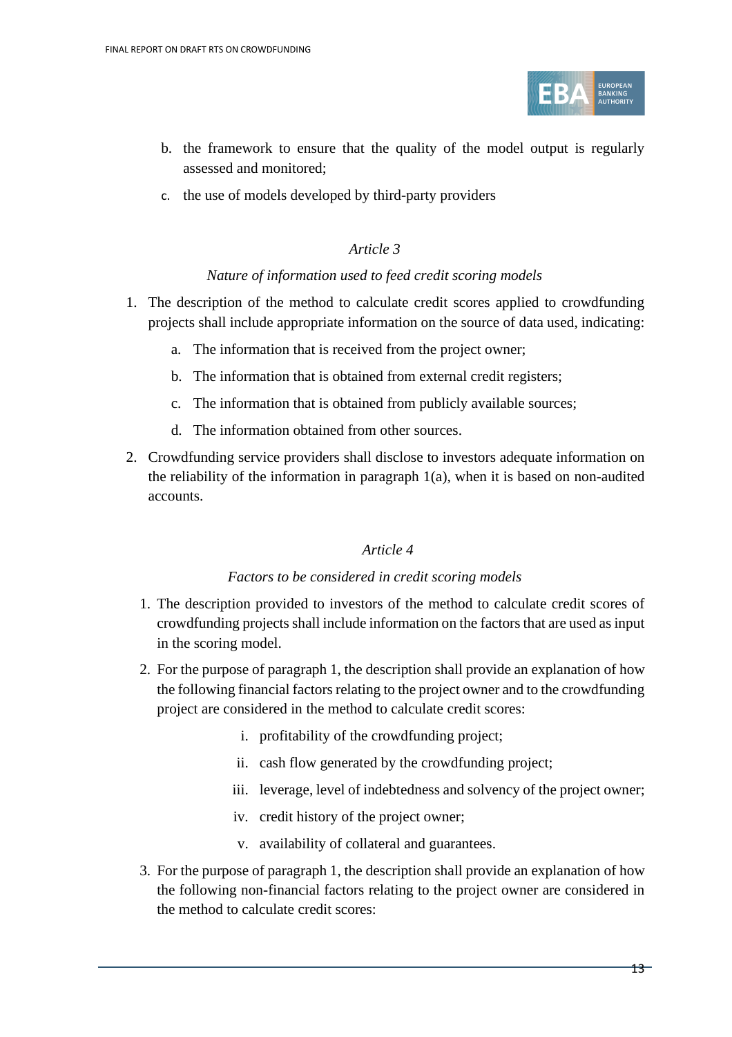b. the framework to ensure that the quality of the model output is regularly assessed and monitored;

c. the use of models developed by third-party providers

*Article 3*

*Nature of information used to feed credit scoring models*

1. The description of the method to calculate credit scores applied to crowdfunding projects shall include appropriate information on the source of data used, indicating:

   a. The information that is received from the project owner;

   b. The information that is obtained from external credit registers;

   c. The information that is obtained from publicly available sources;

   d. The information obtained from other sources.

2. Crowdfunding service providers shall disclose to investors adequate information on the reliability of the information in paragraph 1(a), when it is based on non-audited accounts.

*Article 4*

*Factors to be considered in credit scoring models*

1. The description provided to investors of the method to calculate credit scores of crowdfunding projects shall include information on the factors that are used as input in the scoring model.

2. For the purpose of paragraph 1, the description shall provide an explanation of how the following financial factors relating to the project owner and to the crowdfunding project are considered in the method to calculate credit scores:

   i. profitability of the crowdfunding project;

   ii. cash flow generated by the crowdfunding project;

   iii. leverage, level of indebtedness and solvency of the project owner;

   iv. credit history of the project owner;

   v. availability of collateral and guarantees.

3. For the purpose of paragraph 1, the description shall provide an explanation of how the following non-financial factors relating to the project owner are considered in the method to calculate credit scores: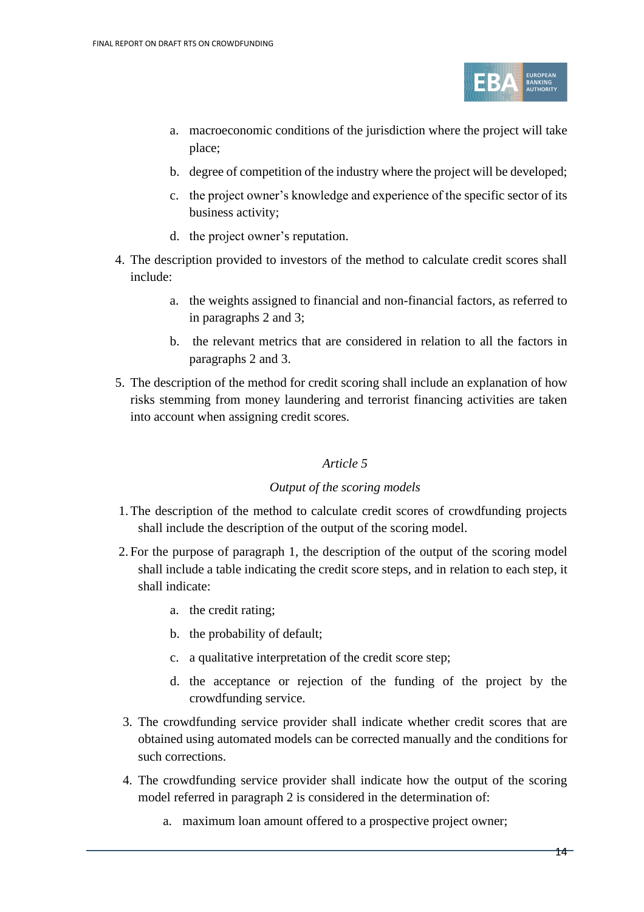a. macroeconomic conditions of the jurisdiction where the project will take place;
   b. degree of competition of the industry where the project will be developed;
   c. the project owner's knowledge and experience of the specific sector of its business activity;
   d. the project owner's reputation.

4. The description provided to investors of the method to calculate credit scores shall include:
   a. the weights assigned to financial and non-financial factors, as referred to in paragraphs 2 and 3;
   b. the relevant metrics that are considered in relation to all the factors in paragraphs 2 and 3.

5. The description of the method for credit scoring shall include an explanation of how risks stemming from money laundering and terrorist financing activities are taken into account when assigning credit scores.

*Article 5*

*Output of the scoring models*

1. The description of the method to calculate credit scores of crowdfunding projects shall include the description of the output of the scoring model.

2. For the purpose of paragraph 1, the description of the output of the scoring model shall include a table indicating the credit score steps, and in relation to each step, it shall indicate:
   a. the credit rating;
   b. the probability of default;
   c. a qualitative interpretation of the credit score step;
   d. the acceptance or rejection of the funding of the project by the crowdfunding service.

3. The crowdfunding service provider shall indicate whether credit scores that are obtained using automated models can be corrected manually and the conditions for such corrections.

4. The crowdfunding service provider shall indicate how the output of the scoring model referred in paragraph 2 is considered in the determination of:
   a. maximum loan amount offered to a prospective project owner;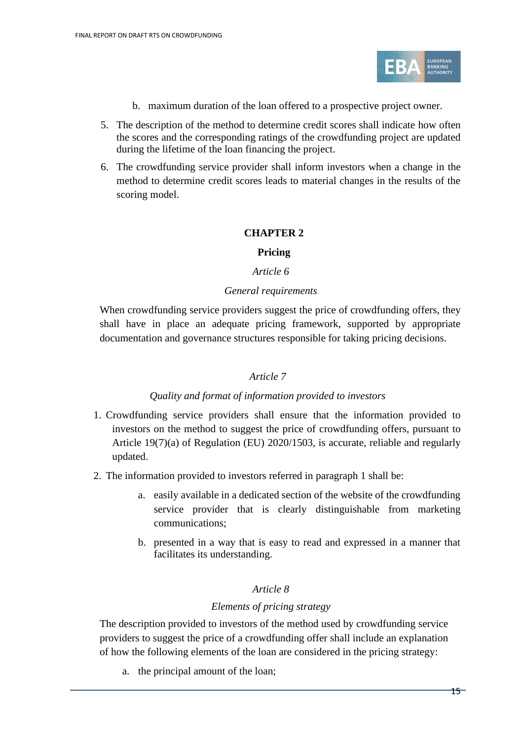b. maximum duration of the loan offered to a prospective project owner.

5. The description of the method to determine credit scores shall indicate how often the scores and the corresponding ratings of the crowdfunding project are updated during the lifetime of the loan financing the project.
6. The crowdfunding service provider shall inform investors when a change in the method to determine credit scores leads to material changes in the results of the scoring model.

## CHAPTER 2

## Pricing

### *Article 6*

### *General requirements*

When crowdfunding service providers suggest the price of crowdfunding offers, they shall have in place an adequate pricing framework, supported by appropriate documentation and governance structures responsible for taking pricing decisions.

### *Article 7*

### *Quality and format of information provided to investors*

1. Crowdfunding service providers shall ensure that the information provided to investors on the method to suggest the price of crowdfunding offers, pursuant to Article 19(7)(a) of Regulation (EU) 2020/1503, is accurate, reliable and regularly updated.
2. The information provided to investors referred in paragraph 1 shall be:

    a. easily available in a dedicated section of the website of the crowdfunding service provider that is clearly distinguishable from marketing communications;

    b. presented in a way that is easy to read and expressed in a manner that facilitates its understanding.

### *Article 8*

### *Elements of pricing strategy*

The description provided to investors of the method used by crowdfunding service providers to suggest the price of a crowdfunding offer shall include an explanation of how the following elements of the loan are considered in the pricing strategy:

a. the principal amount of the loan;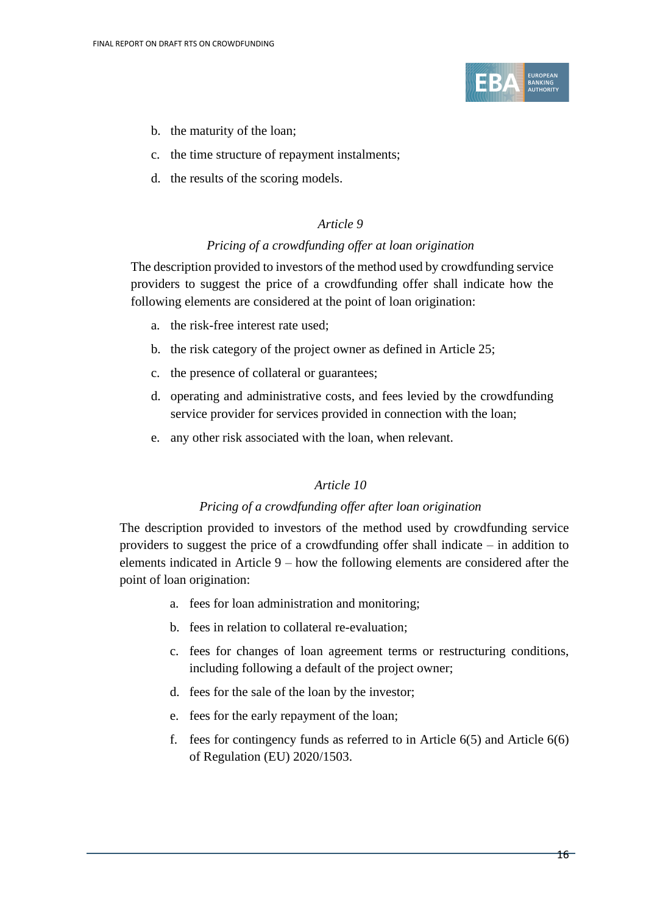b. the maturity of the loan;

c. the time structure of repayment instalments;

d. the results of the scoring models.

*Article 9*

*Pricing of a crowdfunding offer at loan origination*

The description provided to investors of the method used by crowdfunding service providers to suggest the price of a crowdfunding offer shall indicate how the following elements are considered at the point of loan origination:

a. the risk-free interest rate used;

b. the risk category of the project owner as defined in Article 25;

c. the presence of collateral or guarantees;

d. operating and administrative costs, and fees levied by the crowdfunding service provider for services provided in connection with the loan;

e. any other risk associated with the loan, when relevant.

*Article 10*

*Pricing of a crowdfunding offer after loan origination*

The description provided to investors of the method used by crowdfunding service providers to suggest the price of a crowdfunding offer shall indicate – in addition to elements indicated in Article 9 – how the following elements are considered after the point of loan origination:

a. fees for loan administration and monitoring;

b. fees in relation to collateral re-evaluation;

c. fees for changes of loan agreement terms or restructuring conditions, including following a default of the project owner;

d. fees for the sale of the loan by the investor;

e. fees for the early repayment of the loan;

f. fees for contingency funds as referred to in Article 6(5) and Article 6(6) of Regulation (EU) 2020/1503.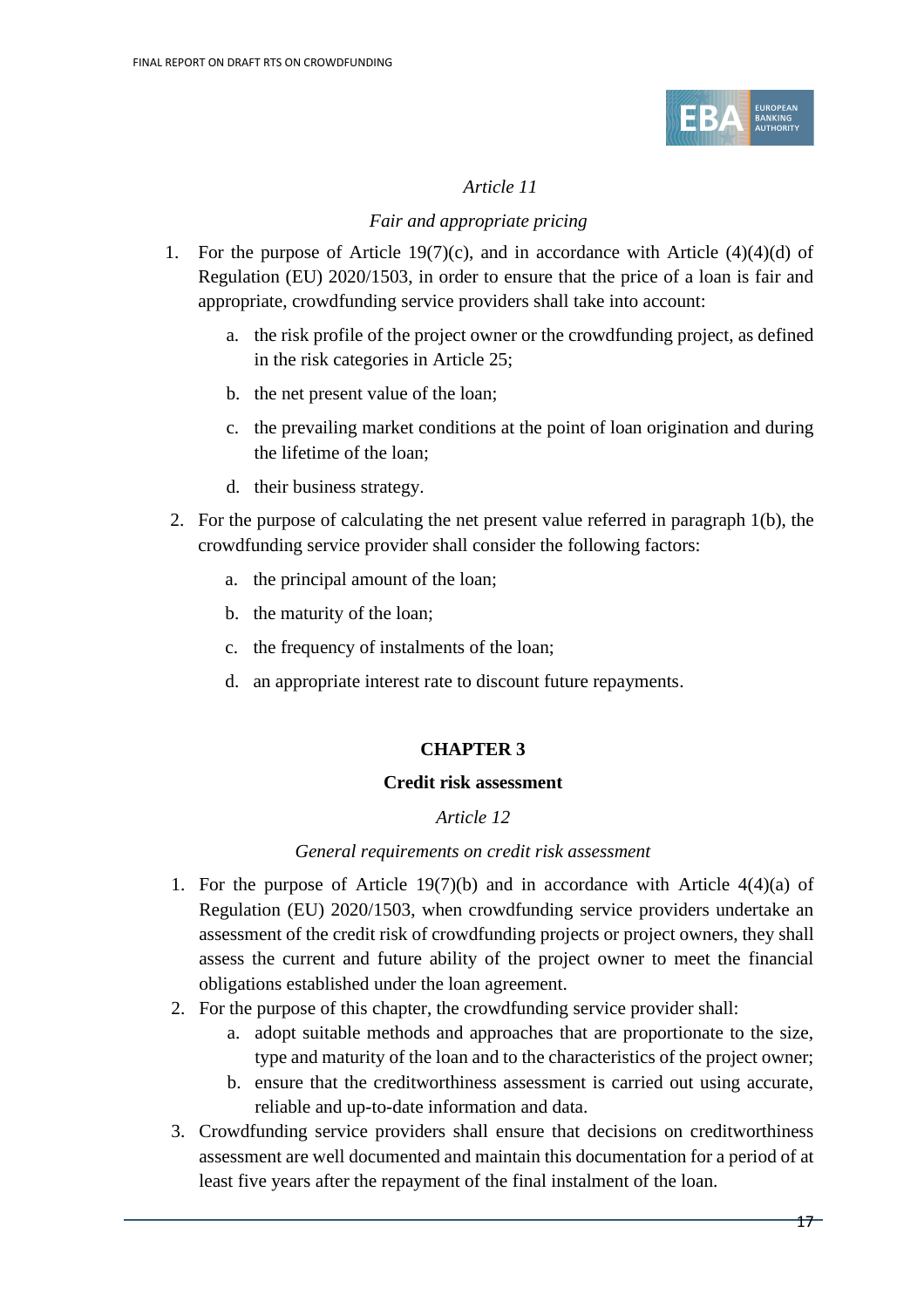*Article 11*

*Fair and appropriate pricing*

1. For the purpose of Article 19(7)(c), and in accordance with Article (4)(4)(d) of Regulation (EU) 2020/1503, in order to ensure that the price of a loan is fair and appropriate, crowdfunding service providers shall take into account:

    a. the risk profile of the project owner or the crowdfunding project, as defined in the risk categories in Article 25;

    b. the net present value of the loan;

    c. the prevailing market conditions at the point of loan origination and during the lifetime of the loan;

    d. their business strategy.

2. For the purpose of calculating the net present value referred in paragraph 1(b), the crowdfunding service provider shall consider the following factors:

    a. the principal amount of the loan;

    b. the maturity of the loan;

    c. the frequency of instalments of the loan;

    d. an appropriate interest rate to discount future repayments.

**CHAPTER 3**

**Credit risk assessment**

*Article 12*

*General requirements on credit risk assessment*

1. For the purpose of Article 19(7)(b) and in accordance with Article 4(4)(a) of Regulation (EU) 2020/1503, when crowdfunding service providers undertake an assessment of the credit risk of crowdfunding projects or project owners, they shall assess the current and future ability of the project owner to meet the financial obligations established under the loan agreement.
2. For the purpose of this chapter, the crowdfunding service provider shall:
    a. adopt suitable methods and approaches that are proportionate to the size, type and maturity of the loan and to the characteristics of the project owner;
    b. ensure that the creditworthiness assessment is carried out using accurate, reliable and up-to-date information and data.
3. Crowdfunding service providers shall ensure that decisions on creditworthiness assessment are well documented and maintain this documentation for a period of at least five years after the repayment of the final instalment of the loan.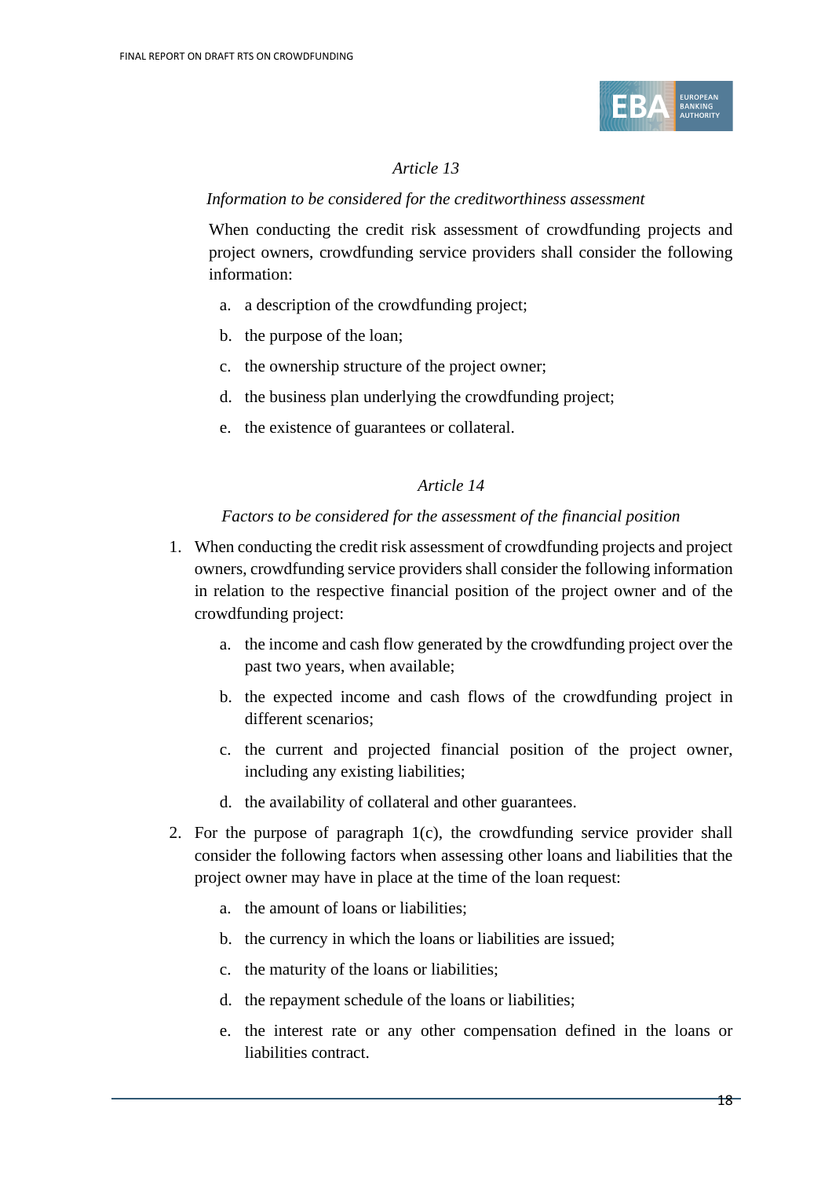*Article 13*

*Information to be considered for the creditworthiness assessment*

When conducting the credit risk assessment of crowdfunding projects and project owners, crowdfunding service providers shall consider the following information:

a. a description of the crowdfunding project;

b. the purpose of the loan;

c. the ownership structure of the project owner;

d. the business plan underlying the crowdfunding project;

e. the existence of guarantees or collateral.

*Article 14*

*Factors to be considered for the assessment of the financial position*

1. When conducting the credit risk assessment of crowdfunding projects and project owners, crowdfunding service providers shall consider the following information in relation to the respective financial position of the project owner and of the crowdfunding project:

   a. the income and cash flow generated by the crowdfunding project over the past two years, when available;

   b. the expected income and cash flows of the crowdfunding project in different scenarios;

   c. the current and projected financial position of the project owner, including any existing liabilities;

   d. the availability of collateral and other guarantees.

2. For the purpose of paragraph 1(c), the crowdfunding service provider shall consider the following factors when assessing other loans and liabilities that the project owner may have in place at the time of the loan request:

   a. the amount of loans or liabilities;

   b. the currency in which the loans or liabilities are issued;

   c. the maturity of the loans or liabilities;

   d. the repayment schedule of the loans or liabilities;

   e. the interest rate or any other compensation defined in the loans or liabilities contract.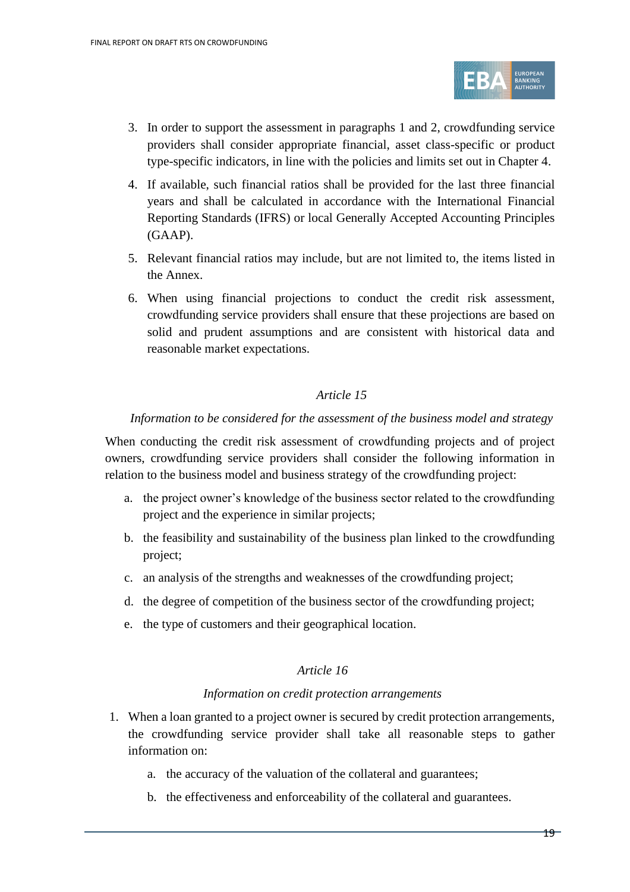3. In order to support the assessment in paragraphs 1 and 2, crowdfunding service providers shall consider appropriate financial, asset class-specific or product type-specific indicators, in line with the policies and limits set out in Chapter 4.
4. If available, such financial ratios shall be provided for the last three financial years and shall be calculated in accordance with the International Financial Reporting Standards (IFRS) or local Generally Accepted Accounting Principles (GAAP).
5. Relevant financial ratios may include, but are not limited to, the items listed in the Annex.
6. When using financial projections to conduct the credit risk assessment, crowdfunding service providers shall ensure that these projections are based on solid and prudent assumptions and are consistent with historical data and reasonable market expectations.

*Article 15*

*Information to be considered for the assessment of the business model and strategy*

When conducting the credit risk assessment of crowdfunding projects and of project owners, crowdfunding service providers shall consider the following information in relation to the business model and business strategy of the crowdfunding project:

a. the project owner's knowledge of the business sector related to the crowdfunding project and the experience in similar projects;
b. the feasibility and sustainability of the business plan linked to the crowdfunding project;
c. an analysis of the strengths and weaknesses of the crowdfunding project;
d. the degree of competition of the business sector of the crowdfunding project;
e. the type of customers and their geographical location.

*Article 16*

*Information on credit protection arrangements*

1. When a loan granted to a project owner is secured by credit protection arrangements, the crowdfunding service provider shall take all reasonable steps to gather information on:
   a. the accuracy of the valuation of the collateral and guarantees;
   b. the effectiveness and enforceability of the collateral and guarantees.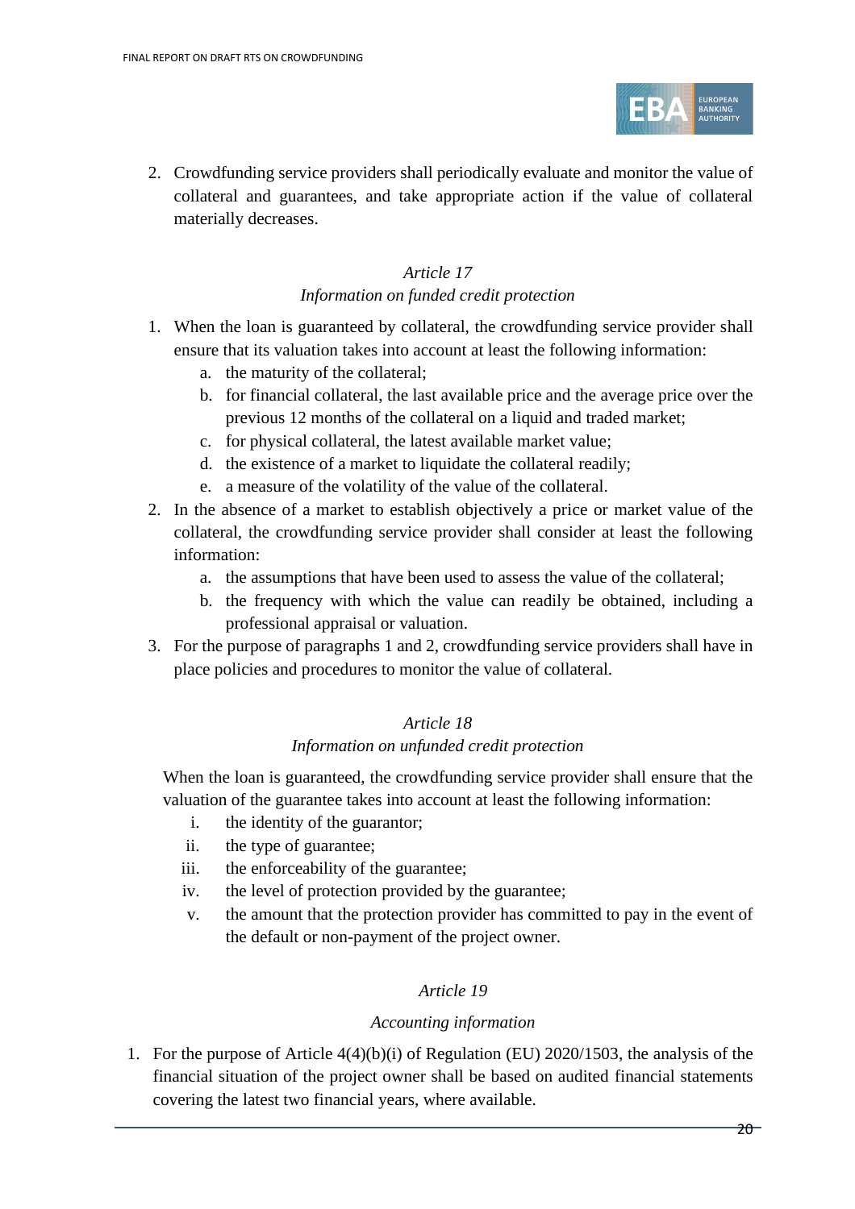2. Crowdfunding service providers shall periodically evaluate and monitor the value of collateral and guarantees, and take appropriate action if the value of collateral materially decreases.

*Article 17*

*Information on funded credit protection*

1. When the loan is guaranteed by collateral, the crowdfunding service provider shall ensure that its valuation takes into account at least the following information:
   a. the maturity of the collateral;
   b. for financial collateral, the last available price and the average price over the previous 12 months of the collateral on a liquid and traded market;
   c. for physical collateral, the latest available market value;
   d. the existence of a market to liquidate the collateral readily;
   e. a measure of the volatility of the value of the collateral.
2. In the absence of a market to establish objectively a price or market value of the collateral, the crowdfunding service provider shall consider at least the following information:
   a. the assumptions that have been used to assess the value of the collateral;
   b. the frequency with which the value can readily be obtained, including a professional appraisal or valuation.
3. For the purpose of paragraphs 1 and 2, crowdfunding service providers shall have in place policies and procedures to monitor the value of collateral.

*Article 18*

*Information on unfunded credit protection*

When the loan is guaranteed, the crowdfunding service provider shall ensure that the valuation of the guarantee takes into account at least the following information:

i. the identity of the guarantor;
ii. the type of guarantee;
iii. the enforceability of the guarantee;
iv. the level of protection provided by the guarantee;
v. the amount that the protection provider has committed to pay in the event of the default or non-payment of the project owner.

*Article 19*

*Accounting information*

1. For the purpose of Article 4(4)(b)(i) of Regulation (EU) 2020/1503, the analysis of the financial situation of the project owner shall be based on audited financial statements covering the latest two financial years, where available.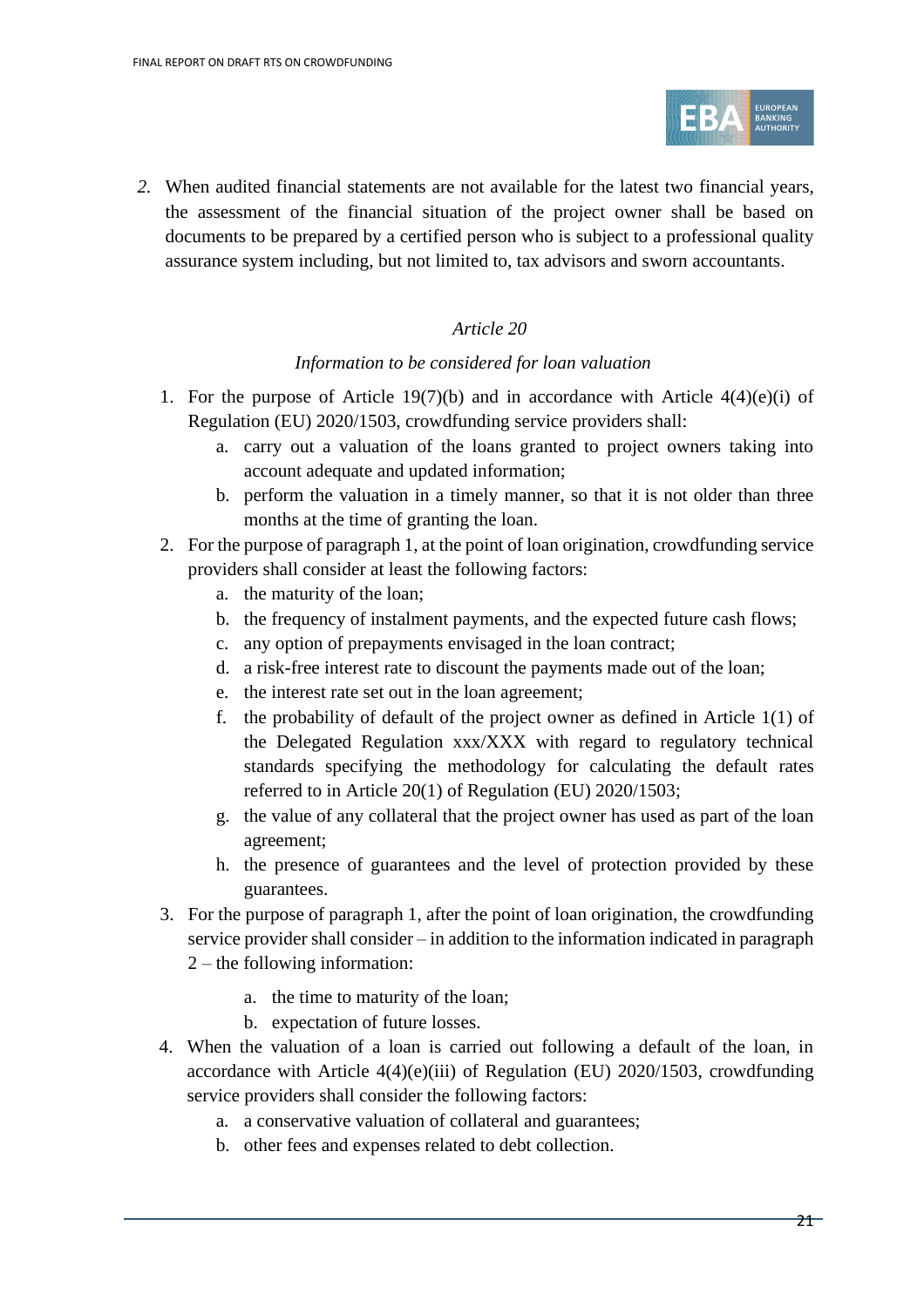2. When audited financial statements are not available for the latest two financial years, the assessment of the financial situation of the project owner shall be based on documents to be prepared by a certified person who is subject to a professional quality assurance system including, but not limited to, tax advisors and sworn accountants.

*Article 20*

*Information to be considered for loan valuation*

1. For the purpose of Article 19(7)(b) and in accordance with Article 4(4)(e)(i) of Regulation (EU) 2020/1503, crowdfunding service providers shall:
   a. carry out a valuation of the loans granted to project owners taking into account adequate and updated information;
   b. perform the valuation in a timely manner, so that it is not older than three months at the time of granting the loan.
2. For the purpose of paragraph 1, at the point of loan origination, crowdfunding service providers shall consider at least the following factors:
   a. the maturity of the loan;
   b. the frequency of instalment payments, and the expected future cash flows;
   c. any option of prepayments envisaged in the loan contract;
   d. a risk-free interest rate to discount the payments made out of the loan;
   e. the interest rate set out in the loan agreement;
   f. the probability of default of the project owner as defined in Article 1(1) of the Delegated Regulation xxx/XXX with regard to regulatory technical standards specifying the methodology for calculating the default rates referred to in Article 20(1) of Regulation (EU) 2020/1503;
   g. the value of any collateral that the project owner has used as part of the loan agreement;
   h. the presence of guarantees and the level of protection provided by these guarantees.
3. For the purpose of paragraph 1, after the point of loan origination, the crowdfunding service provider shall consider – in addition to the information indicated in paragraph 2 – the following information:
   a. the time to maturity of the loan;
   b. expectation of future losses.
4. When the valuation of a loan is carried out following a default of the loan, in accordance with Article 4(4)(e)(iii) of Regulation (EU) 2020/1503, crowdfunding service providers shall consider the following factors:
   a. a conservative valuation of collateral and guarantees;
   b. other fees and expenses related to debt collection.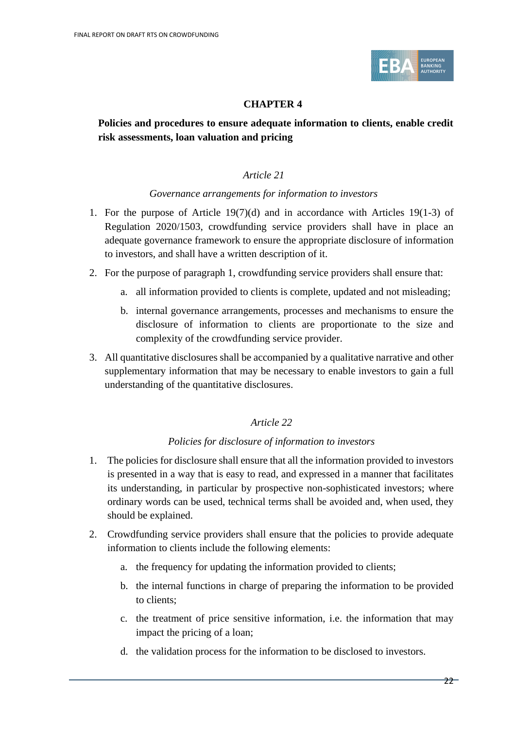## CHAPTER 4

### Policies and procedures to ensure adequate information to clients, enable credit risk assessments, loan valuation and pricing

*Article 21*

*Governance arrangements for information to investors*

1. For the purpose of Article 19(7)(d) and in accordance with Articles 19(1-3) of Regulation 2020/1503, crowdfunding service providers shall have in place an adequate governance framework to ensure the appropriate disclosure of information to investors, and shall have a written description of it.
2. For the purpose of paragraph 1, crowdfunding service providers shall ensure that:
   a. all information provided to clients is complete, updated and not misleading;
   b. internal governance arrangements, processes and mechanisms to ensure the disclosure of information to clients are proportionate to the size and complexity of the crowdfunding service provider.
3. All quantitative disclosures shall be accompanied by a qualitative narrative and other supplementary information that may be necessary to enable investors to gain a full understanding of the quantitative disclosures.

*Article 22*

*Policies for disclosure of information to investors*

1. The policies for disclosure shall ensure that all the information provided to investors is presented in a way that is easy to read, and expressed in a manner that facilitates its understanding, in particular by prospective non-sophisticated investors; where ordinary words can be used, technical terms shall be avoided and, when used, they should be explained.
2. Crowdfunding service providers shall ensure that the policies to provide adequate information to clients include the following elements:
   a. the frequency for updating the information provided to clients;
   b. the internal functions in charge of preparing the information to be provided to clients;
   c. the treatment of price sensitive information, i.e. the information that may impact the pricing of a loan;
   d. the validation process for the information to be disclosed to investors.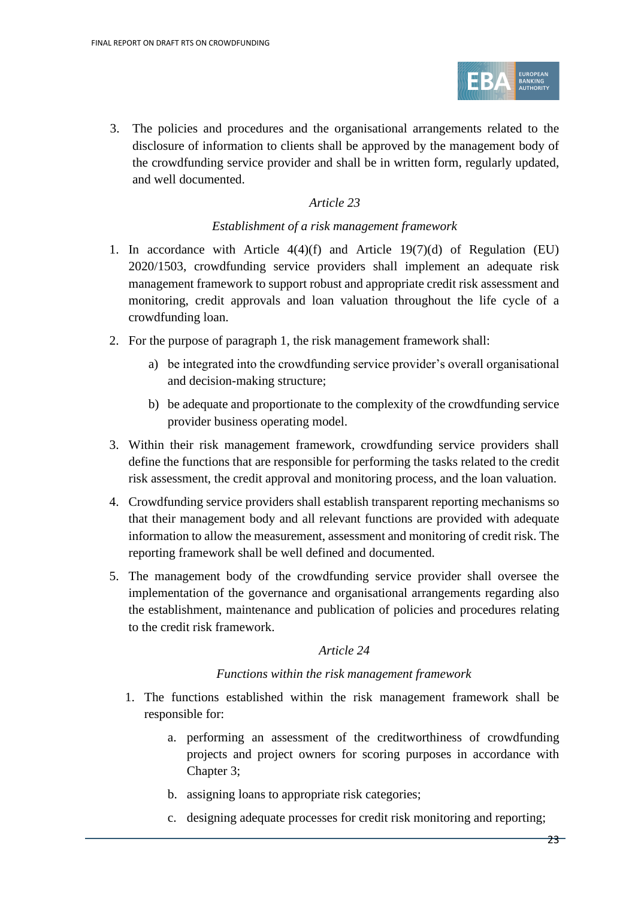3. The policies and procedures and the organisational arrangements related to the disclosure of information to clients shall be approved by the management body of the crowdfunding service provider and shall be in written form, regularly updated, and well documented.

*Article 23*

*Establishment of a risk management framework*

1. In accordance with Article 4(4)(f) and Article 19(7)(d) of Regulation (EU) 2020/1503, crowdfunding service providers shall implement an adequate risk management framework to support robust and appropriate credit risk assessment and monitoring, credit approvals and loan valuation throughout the life cycle of a crowdfunding loan.
2. For the purpose of paragraph 1, the risk management framework shall:
   a) be integrated into the crowdfunding service provider's overall organisational and decision-making structure;
   b) be adequate and proportionate to the complexity of the crowdfunding service provider business operating model.
3. Within their risk management framework, crowdfunding service providers shall define the functions that are responsible for performing the tasks related to the credit risk assessment, the credit approval and monitoring process, and the loan valuation.
4. Crowdfunding service providers shall establish transparent reporting mechanisms so that their management body and all relevant functions are provided with adequate information to allow the measurement, assessment and monitoring of credit risk. The reporting framework shall be well defined and documented.
5. The management body of the crowdfunding service provider shall oversee the implementation of the governance and organisational arrangements regarding also the establishment, maintenance and publication of policies and procedures relating to the credit risk framework.

*Article 24*

*Functions within the risk management framework*

1. The functions established within the risk management framework shall be responsible for:
   a. performing an assessment of the creditworthiness of crowdfunding projects and project owners for scoring purposes in accordance with Chapter 3;
   b. assigning loans to appropriate risk categories;
   c. designing adequate processes for credit risk monitoring and reporting;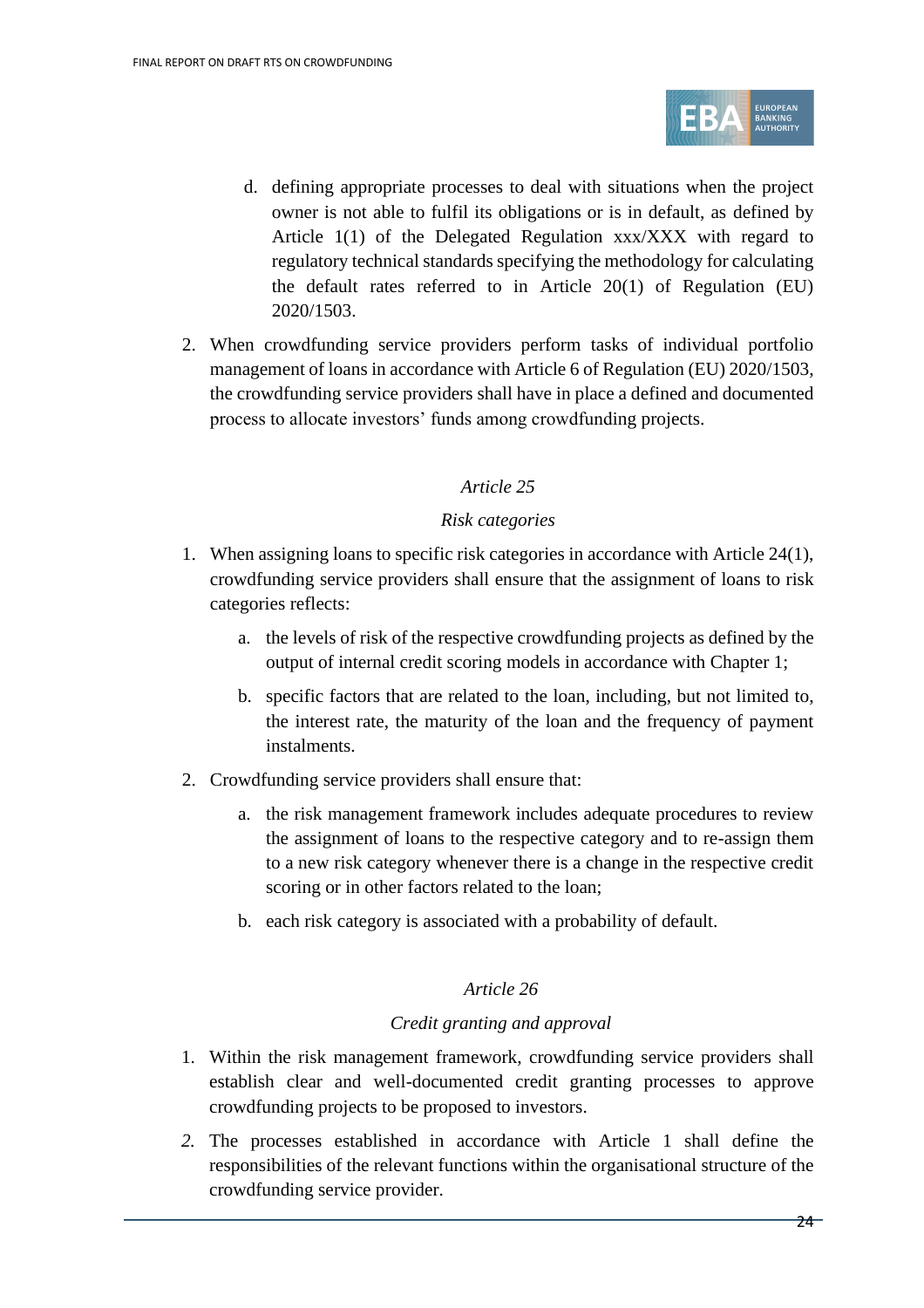d. defining appropriate processes to deal with situations when the project owner is not able to fulfil its obligations or is in default, as defined by Article 1(1) of the Delegated Regulation xxx/XXX with regard to regulatory technical standards specifying the methodology for calculating the default rates referred to in Article 20(1) of Regulation (EU) 2020/1503.

2. When crowdfunding service providers perform tasks of individual portfolio management of loans in accordance with Article 6 of Regulation (EU) 2020/1503, the crowdfunding service providers shall have in place a defined and documented process to allocate investors' funds among crowdfunding projects.

*Article 25*

*Risk categories*

1. When assigning loans to specific risk categories in accordance with Article 24(1), crowdfunding service providers shall ensure that the assignment of loans to risk categories reflects:

   a. the levels of risk of the respective crowdfunding projects as defined by the output of internal credit scoring models in accordance with Chapter 1;

   b. specific factors that are related to the loan, including, but not limited to, the interest rate, the maturity of the loan and the frequency of payment instalments.

2. Crowdfunding service providers shall ensure that:

   a. the risk management framework includes adequate procedures to review the assignment of loans to the respective category and to re-assign them to a new risk category whenever there is a change in the respective credit scoring or in other factors related to the loan;

   b. each risk category is associated with a probability of default.

*Article 26*

*Credit granting and approval*

1. Within the risk management framework, crowdfunding service providers shall establish clear and well-documented credit granting processes to approve crowdfunding projects to be proposed to investors.

*2.* The processes established in accordance with Article 1 shall define the responsibilities of the relevant functions within the organisational structure of the crowdfunding service provider.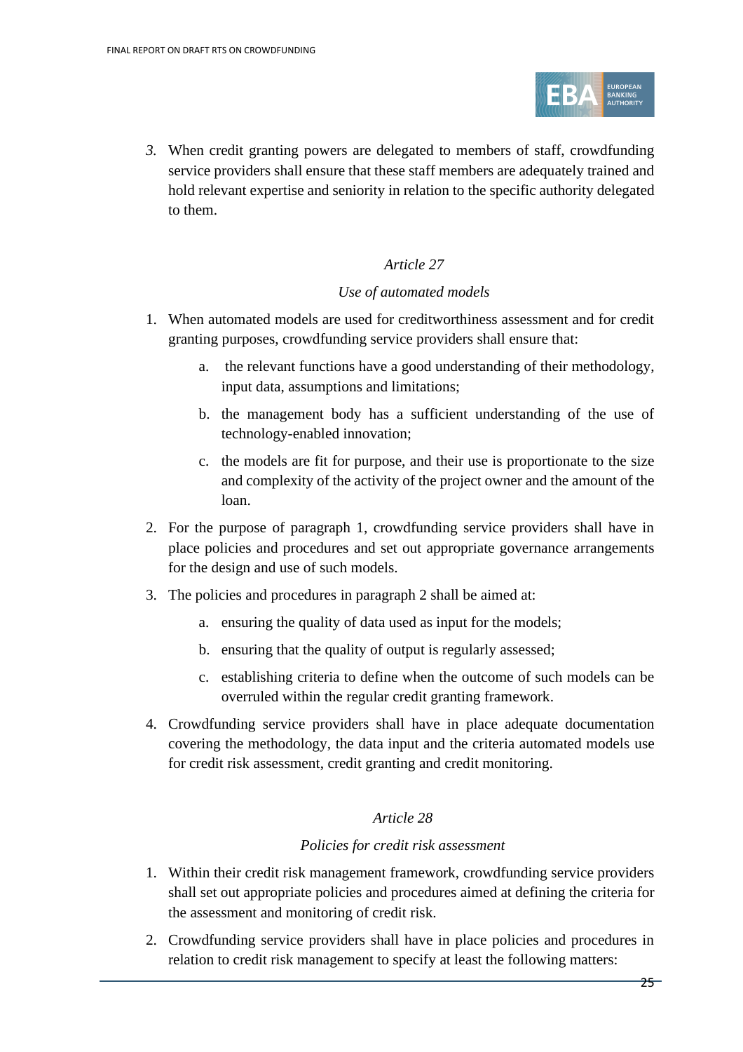3. When credit granting powers are delegated to members of staff, crowdfunding service providers shall ensure that these staff members are adequately trained and hold relevant expertise and seniority in relation to the specific authority delegated to them.

*Article 27*

*Use of automated models*

1. When automated models are used for creditworthiness assessment and for credit granting purposes, crowdfunding service providers shall ensure that:
   a. the relevant functions have a good understanding of their methodology, input data, assumptions and limitations;
   b. the management body has a sufficient understanding of the use of technology-enabled innovation;
   c. the models are fit for purpose, and their use is proportionate to the size and complexity of the activity of the project owner and the amount of the loan.
2. For the purpose of paragraph 1, crowdfunding service providers shall have in place policies and procedures and set out appropriate governance arrangements for the design and use of such models.
3. The policies and procedures in paragraph 2 shall be aimed at:
   a. ensuring the quality of data used as input for the models;
   b. ensuring that the quality of output is regularly assessed;
   c. establishing criteria to define when the outcome of such models can be overruled within the regular credit granting framework.
4. Crowdfunding service providers shall have in place adequate documentation covering the methodology, the data input and the criteria automated models use for credit risk assessment, credit granting and credit monitoring.

*Article 28*

*Policies for credit risk assessment*

1. Within their credit risk management framework, crowdfunding service providers shall set out appropriate policies and procedures aimed at defining the criteria for the assessment and monitoring of credit risk.
2. Crowdfunding service providers shall have in place policies and procedures in relation to credit risk management to specify at least the following matters: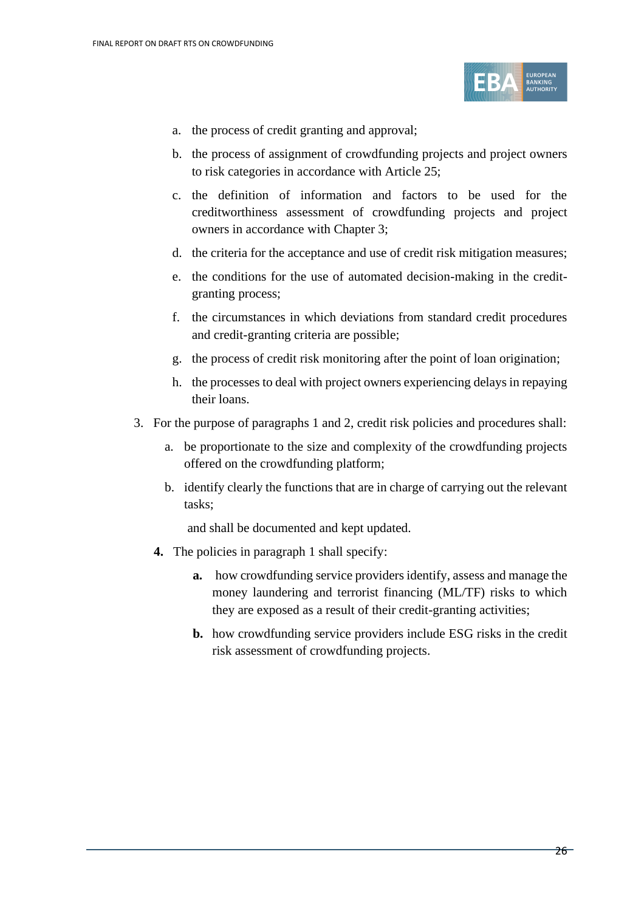a. the process of credit granting and approval;

b. the process of assignment of crowdfunding projects and project owners to risk categories in accordance with Article 25;

c. the definition of information and factors to be used for the creditworthiness assessment of crowdfunding projects and project owners in accordance with Chapter 3;

d. the criteria for the acceptance and use of credit risk mitigation measures;

e. the conditions for the use of automated decision-making in the credit-granting process;

f. the circumstances in which deviations from standard credit procedures and credit-granting criteria are possible;

g. the process of credit risk monitoring after the point of loan origination;

h. the processes to deal with project owners experiencing delays in repaying their loans.

3. For the purpose of paragraphs 1 and 2, credit risk policies and procedures shall:

   a. be proportionate to the size and complexity of the crowdfunding projects offered on the crowdfunding platform;

   b. identify clearly the functions that are in charge of carrying out the relevant tasks;

   and shall be documented and kept updated.

**4.** The policies in paragraph 1 shall specify:

   **a.** how crowdfunding service providers identify, assess and manage the money laundering and terrorist financing (ML/TF) risks to which they are exposed as a result of their credit-granting activities;

   **b.** how crowdfunding service providers include ESG risks in the credit risk assessment of crowdfunding projects.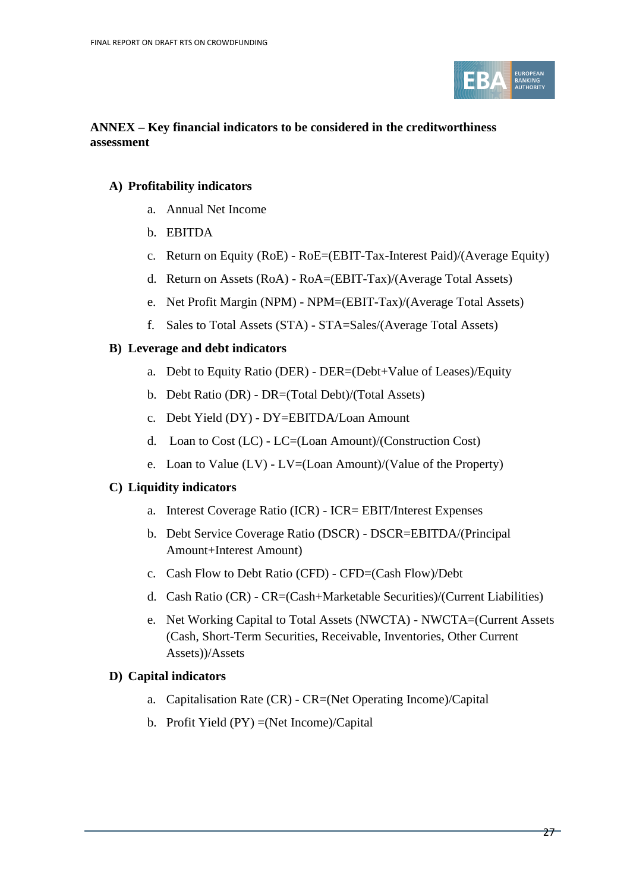## ANNEX – Key financial indicators to be considered in the creditworthiness assessment

### A) Profitability indicators

a. Annual Net Income

b. EBITDA

c. Return on Equity (RoE) - RoE=(EBIT-Tax-Interest Paid)/(Average Equity)

d. Return on Assets (RoA) - RoA=(EBIT-Tax)/(Average Total Assets)

e. Net Profit Margin (NPM) - NPM=(EBIT-Tax)/(Average Total Assets)

f. Sales to Total Assets (STA) - STA=Sales/(Average Total Assets)

### B) Leverage and debt indicators

a. Debt to Equity Ratio (DER) - DER=(Debt+Value of Leases)/Equity

b. Debt Ratio (DR) - DR=(Total Debt)/(Total Assets)

c. Debt Yield (DY) - DY=EBITDA/Loan Amount

d. Loan to Cost (LC) - LC=(Loan Amount)/(Construction Cost)

e. Loan to Value (LV) - LV=(Loan Amount)/(Value of the Property)

### C) Liquidity indicators

a. Interest Coverage Ratio (ICR) - ICR= EBIT/Interest Expenses

b. Debt Service Coverage Ratio (DSCR) - DSCR=EBITDA/(Principal Amount+Interest Amount)

c. Cash Flow to Debt Ratio (CFD) - CFD=(Cash Flow)/Debt

d. Cash Ratio (CR) - CR=(Cash+Marketable Securities)/(Current Liabilities)

e. Net Working Capital to Total Assets (NWCTA) - NWCTA=(Current Assets (Cash, Short-Term Securities, Receivable, Inventories, Other Current Assets))/Assets

### D) Capital indicators

a. Capitalisation Rate (CR) - CR=(Net Operating Income)/Capital

b. Profit Yield (PY) =(Net Income)/Capital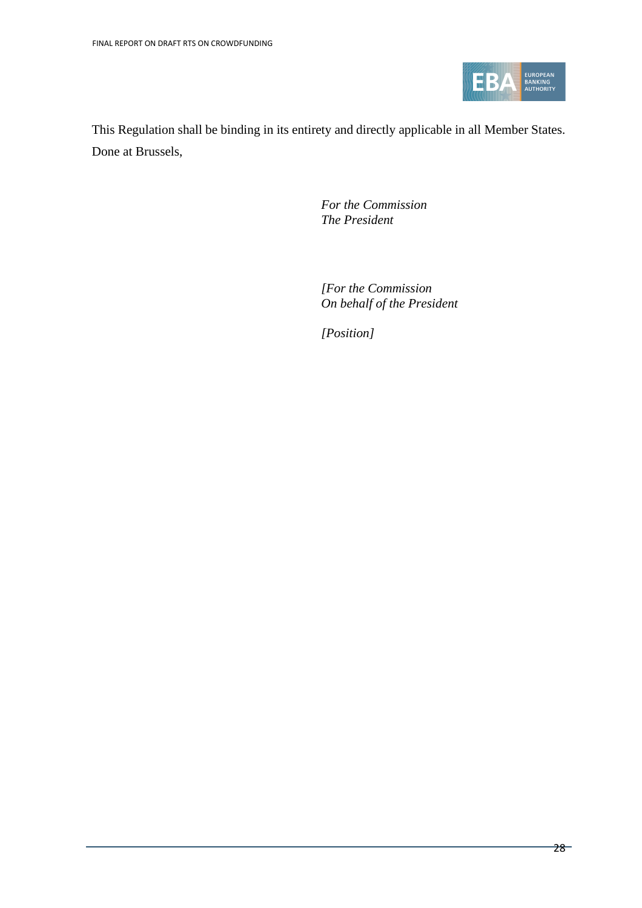This Regulation shall be binding in its entirety and directly applicable in all Member States.

Done at Brussels,

*For the Commission*
*The President*

*[For the Commission*
*On behalf of the President*

*[Position]*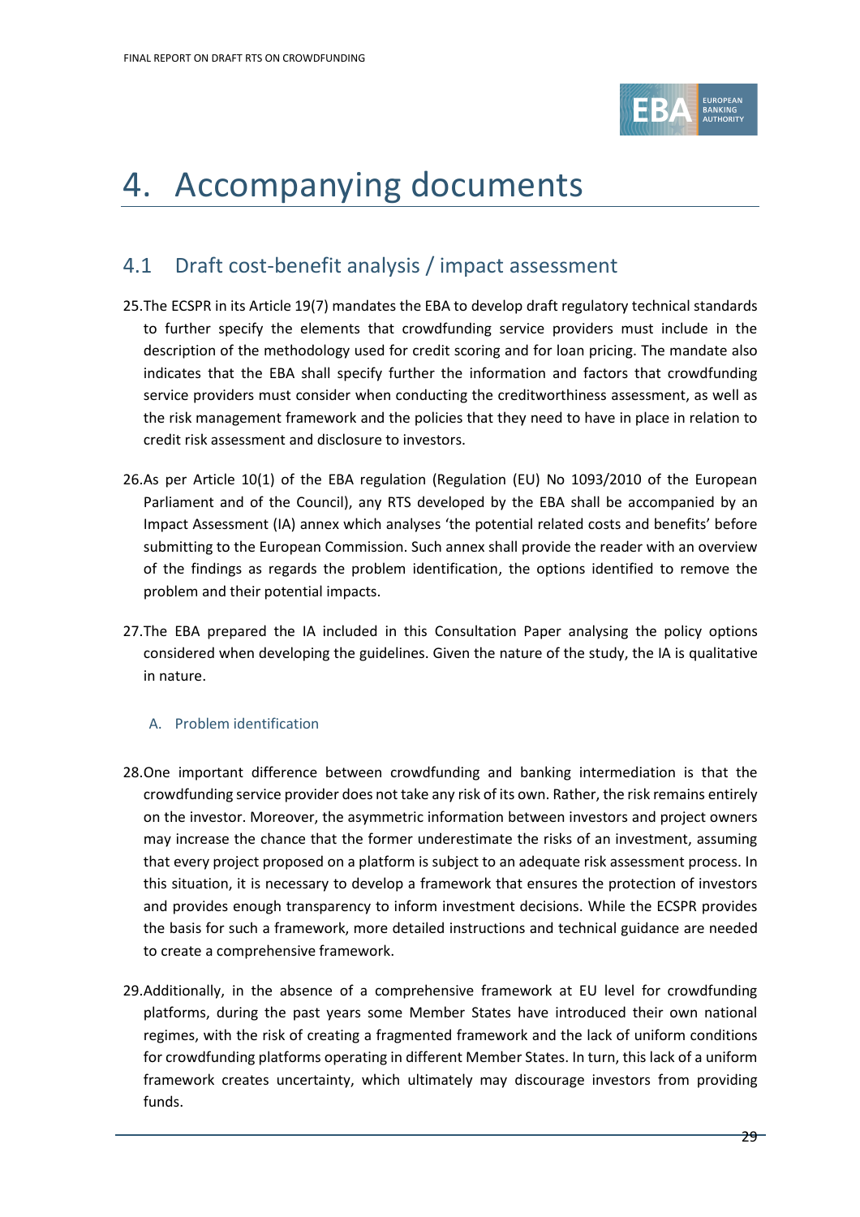# 4. Accompanying documents

## 4.1 Draft cost-benefit analysis / impact assessment

25. The ECSPR in its Article 19(7) mandates the EBA to develop draft regulatory technical standards to further specify the elements that crowdfunding service providers must include in the description of the methodology used for credit scoring and for loan pricing. The mandate also indicates that the EBA shall specify further the information and factors that crowdfunding service providers must consider when conducting the creditworthiness assessment, as well as the risk management framework and the policies that they need to have in place in relation to credit risk assessment and disclosure to investors.

26. As per Article 10(1) of the EBA regulation (Regulation (EU) No 1093/2010 of the European Parliament and of the Council), any RTS developed by the EBA shall be accompanied by an Impact Assessment (IA) annex which analyses 'the potential related costs and benefits' before submitting to the European Commission. Such annex shall provide the reader with an overview of the findings as regards the problem identification, the options identified to remove the problem and their potential impacts.

27. The EBA prepared the IA included in this Consultation Paper analysing the policy options considered when developing the guidelines. Given the nature of the study, the IA is qualitative in nature.

### A. Problem identification

28. One important difference between crowdfunding and banking intermediation is that the crowdfunding service provider does not take any risk of its own. Rather, the risk remains entirely on the investor. Moreover, the asymmetric information between investors and project owners may increase the chance that the former underestimate the risks of an investment, assuming that every project proposed on a platform is subject to an adequate risk assessment process. In this situation, it is necessary to develop a framework that ensures the protection of investors and provides enough transparency to inform investment decisions. While the ECSPR provides the basis for such a framework, more detailed instructions and technical guidance are needed to create a comprehensive framework.

29. Additionally, in the absence of a comprehensive framework at EU level for crowdfunding platforms, during the past years some Member States have introduced their own national regimes, with the risk of creating a fragmented framework and the lack of uniform conditions for crowdfunding platforms operating in different Member States. In turn, this lack of a uniform framework creates uncertainty, which ultimately may discourage investors from providing funds.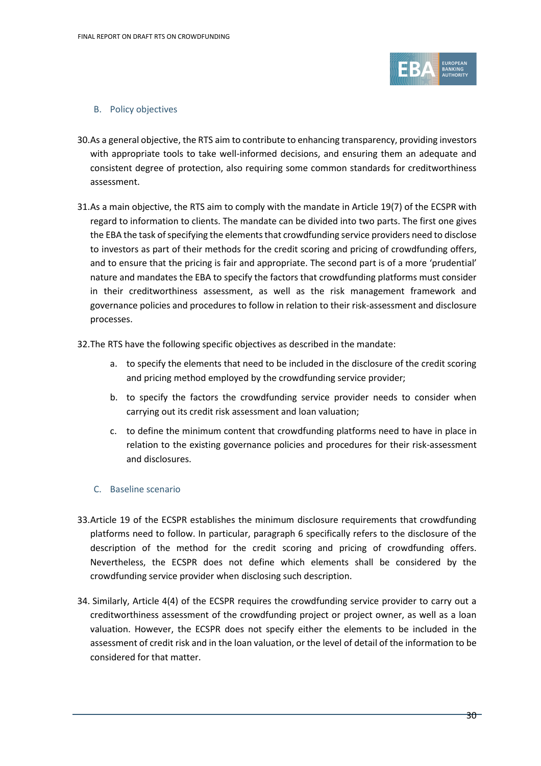### B. Policy objectives

30. As a general objective, the RTS aim to contribute to enhancing transparency, providing investors with appropriate tools to take well-informed decisions, and ensuring them an adequate and consistent degree of protection, also requiring some common standards for creditworthiness assessment.

31. As a main objective, the RTS aim to comply with the mandate in Article 19(7) of the ECSPR with regard to information to clients. The mandate can be divided into two parts. The first one gives the EBA the task of specifying the elements that crowdfunding service providers need to disclose to investors as part of their methods for the credit scoring and pricing of crowdfunding offers, and to ensure that the pricing is fair and appropriate. The second part is of a more 'prudential' nature and mandates the EBA to specify the factors that crowdfunding platforms must consider in their creditworthiness assessment, as well as the risk management framework and governance policies and procedures to follow in relation to their risk-assessment and disclosure processes.

32. The RTS have the following specific objectives as described in the mandate:

   a. to specify the elements that need to be included in the disclosure of the credit scoring and pricing method employed by the crowdfunding service provider;

   b. to specify the factors the crowdfunding service provider needs to consider when carrying out its credit risk assessment and loan valuation;

   c. to define the minimum content that crowdfunding platforms need to have in place in relation to the existing governance policies and procedures for their risk-assessment and disclosures.

### C. Baseline scenario

33. Article 19 of the ECSPR establishes the minimum disclosure requirements that crowdfunding platforms need to follow. In particular, paragraph 6 specifically refers to the disclosure of the description of the method for the credit scoring and pricing of crowdfunding offers. Nevertheless, the ECSPR does not define which elements shall be considered by the crowdfunding service provider when disclosing such description.

34. Similarly, Article 4(4) of the ECSPR requires the crowdfunding service provider to carry out a creditworthiness assessment of the crowdfunding project or project owner, as well as a loan valuation. However, the ECSPR does not specify either the elements to be included in the assessment of credit risk and in the loan valuation, or the level of detail of the information to be considered for that matter.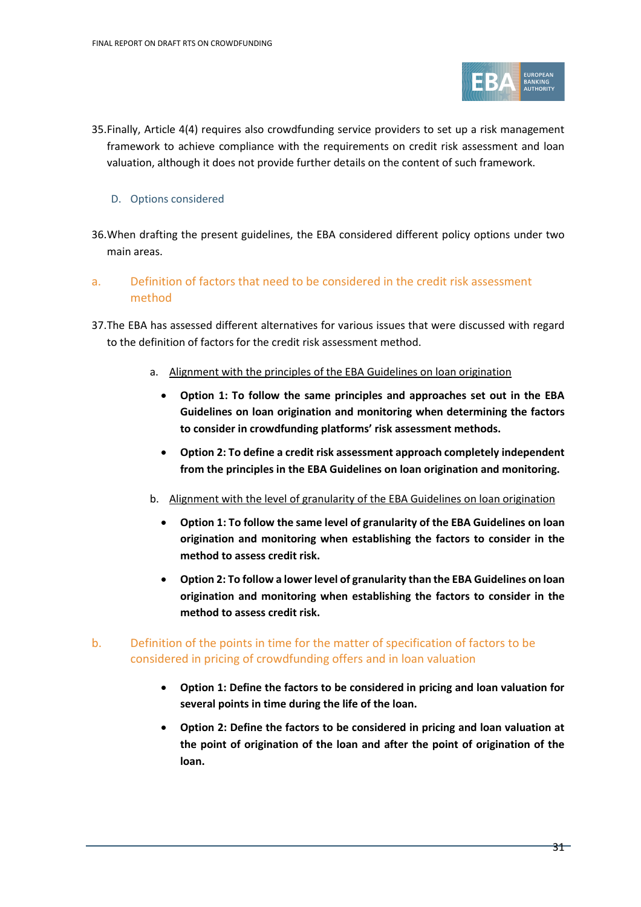35.Finally, Article 4(4) requires also crowdfunding service providers to set up a risk management framework to achieve compliance with the requirements on credit risk assessment and loan valuation, although it does not provide further details on the content of such framework.

### D. Options considered

36.When drafting the present guidelines, the EBA considered different policy options under two main areas.

#### a. Definition of factors that need to be considered in the credit risk assessment method

37.The EBA has assessed different alternatives for various issues that were discussed with regard to the definition of factors for the credit risk assessment method.

a. Alignment with the principles of the EBA Guidelines on loan origination

- **Option 1: To follow the same principles and approaches set out in the EBA Guidelines on loan origination and monitoring when determining the factors to consider in crowdfunding platforms' risk assessment methods.**
- **Option 2: To define a credit risk assessment approach completely independent from the principles in the EBA Guidelines on loan origination and monitoring.**

b. Alignment with the level of granularity of the EBA Guidelines on loan origination

- **Option 1: To follow the same level of granularity of the EBA Guidelines on loan origination and monitoring when establishing the factors to consider in the method to assess credit risk.**
- **Option 2: To follow a lower level of granularity than the EBA Guidelines on loan origination and monitoring when establishing the factors to consider in the method to assess credit risk.**

#### b. Definition of the points in time for the matter of specification of factors to be considered in pricing of crowdfunding offers and in loan valuation

- **Option 1: Define the factors to be considered in pricing and loan valuation for several points in time during the life of the loan.**
- **Option 2: Define the factors to be considered in pricing and loan valuation at the point of origination of the loan and after the point of origination of the loan.**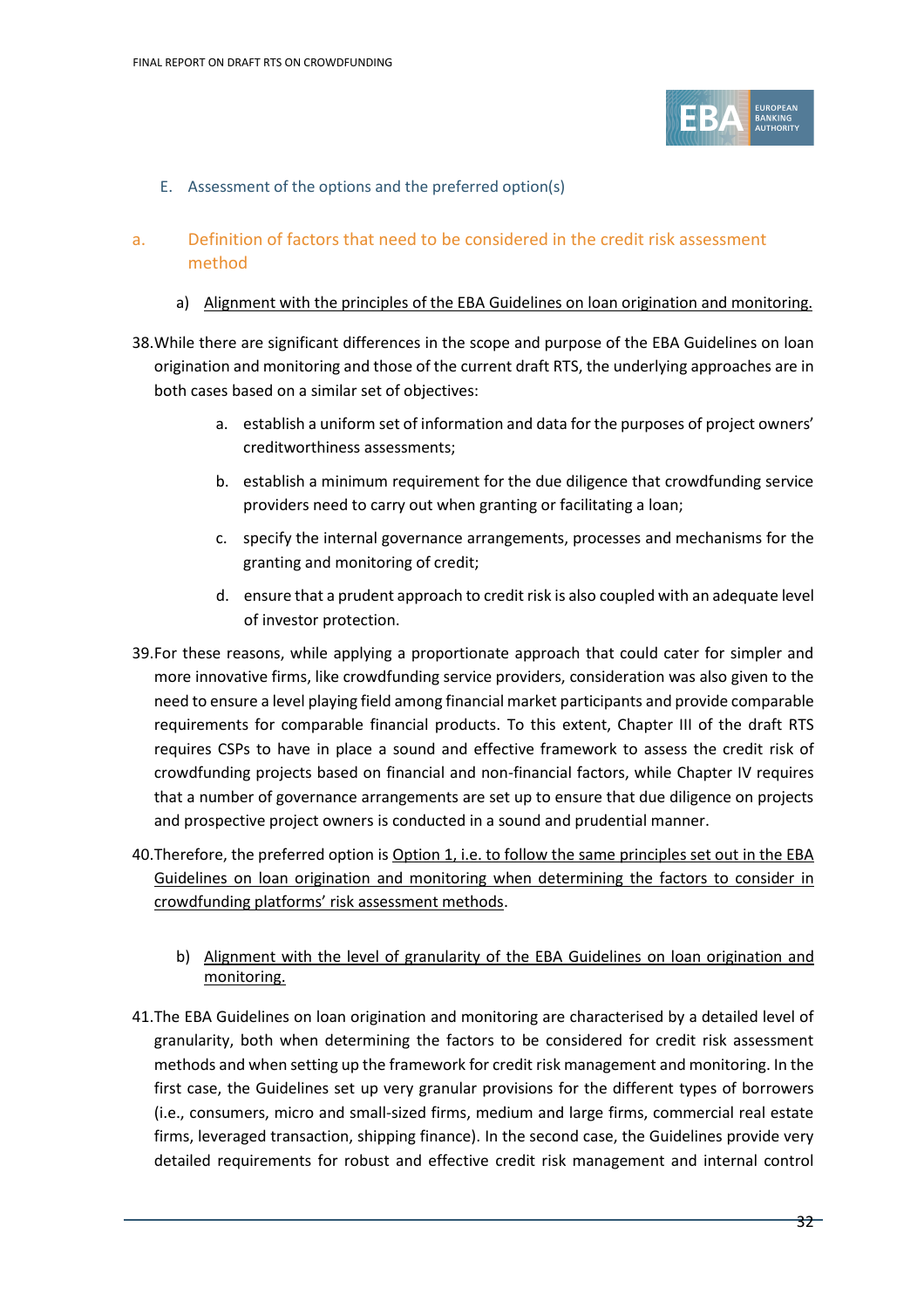### E. Assessment of the options and the preferred option(s)

## a. Definition of factors that need to be considered in the credit risk assessment method

a) Alignment with the principles of the EBA Guidelines on loan origination and monitoring.

38. While there are significant differences in the scope and purpose of the EBA Guidelines on loan origination and monitoring and those of the current draft RTS, the underlying approaches are in both cases based on a similar set of objectives:

    a. establish a uniform set of information and data for the purposes of project owners' creditworthiness assessments;

    b. establish a minimum requirement for the due diligence that crowdfunding service providers need to carry out when granting or facilitating a loan;

    c. specify the internal governance arrangements, processes and mechanisms for the granting and monitoring of credit;

    d. ensure that a prudent approach to credit risk is also coupled with an adequate level of investor protection.

39. For these reasons, while applying a proportionate approach that could cater for simpler and more innovative firms, like crowdfunding service providers, consideration was also given to the need to ensure a level playing field among financial market participants and provide comparable requirements for comparable financial products. To this extent, Chapter III of the draft RTS requires CSPs to have in place a sound and effective framework to assess the credit risk of crowdfunding projects based on financial and non-financial factors, while Chapter IV requires that a number of governance arrangements are set up to ensure that due diligence on projects and prospective project owners is conducted in a sound and prudential manner.

40. Therefore, the preferred option is Option 1, i.e. to follow the same principles set out in the EBA Guidelines on loan origination and monitoring when determining the factors to consider in crowdfunding platforms' risk assessment methods.

b) Alignment with the level of granularity of the EBA Guidelines on loan origination and monitoring.

41. The EBA Guidelines on loan origination and monitoring are characterised by a detailed level of granularity, both when determining the factors to be considered for credit risk assessment methods and when setting up the framework for credit risk management and monitoring. In the first case, the Guidelines set up very granular provisions for the different types of borrowers (i.e., consumers, micro and small-sized firms, medium and large firms, commercial real estate firms, leveraged transaction, shipping finance). In the second case, the Guidelines provide very detailed requirements for robust and effective credit risk management and internal control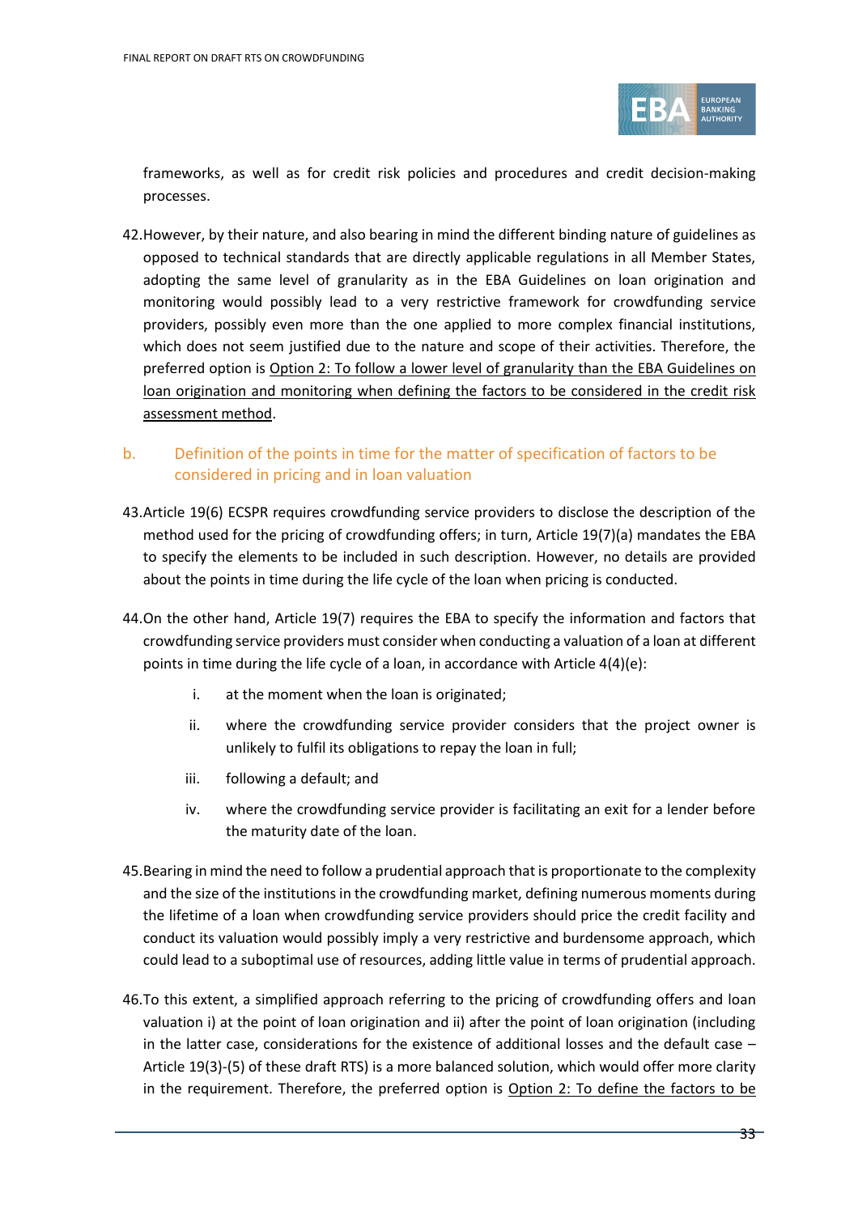frameworks, as well as for credit risk policies and procedures and credit decision-making processes.

42. However, by their nature, and also bearing in mind the different binding nature of guidelines as opposed to technical standards that are directly applicable regulations in all Member States, adopting the same level of granularity as in the EBA Guidelines on loan origination and monitoring would possibly lead to a very restrictive framework for crowdfunding service providers, possibly even more than the one applied to more complex financial institutions, which does not seem justified due to the nature and scope of their activities. Therefore, the preferred option is <u>Option 2: To follow a lower level of granularity than the EBA Guidelines on loan origination and monitoring when defining the factors to be considered in the credit risk assessment method</u>.

### b. Definition of the points in time for the matter of specification of factors to be considered in pricing and in loan valuation

43. Article 19(6) ECSPR requires crowdfunding service providers to disclose the description of the method used for the pricing of crowdfunding offers; in turn, Article 19(7)(a) mandates the EBA to specify the elements to be included in such description. However, no details are provided about the points in time during the life cycle of the loan when pricing is conducted.

44. On the other hand, Article 19(7) requires the EBA to specify the information and factors that crowdfunding service providers must consider when conducting a valuation of a loan at different points in time during the life cycle of a loan, in accordance with Article 4(4)(e):

    i. at the moment when the loan is originated;

    ii. where the crowdfunding service provider considers that the project owner is unlikely to fulfil its obligations to repay the loan in full;

    iii. following a default; and

    iv. where the crowdfunding service provider is facilitating an exit for a lender before the maturity date of the loan.

45. Bearing in mind the need to follow a prudential approach that is proportionate to the complexity and the size of the institutions in the crowdfunding market, defining numerous moments during the lifetime of a loan when crowdfunding service providers should price the credit facility and conduct its valuation would possibly imply a very restrictive and burdensome approach, which could lead to a suboptimal use of resources, adding little value in terms of prudential approach.

46. To this extent, a simplified approach referring to the pricing of crowdfunding offers and loan valuation i) at the point of loan origination and ii) after the point of loan origination (including in the latter case, considerations for the existence of additional losses and the default case – Article 19(3)-(5) of these draft RTS) is a more balanced solution, which would offer more clarity in the requirement. Therefore, the preferred option is <u>Option 2: To define the factors to be</u>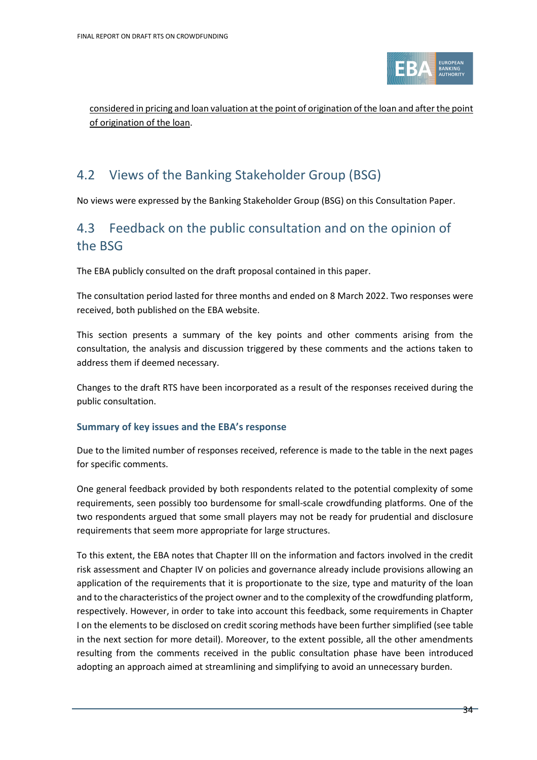considered in pricing and loan valuation at the point of origination of the loan and after the point of origination of the loan.

## 4.2 Views of the Banking Stakeholder Group (BSG)

No views were expressed by the Banking Stakeholder Group (BSG) on this Consultation Paper.

## 4.3 Feedback on the public consultation and on the opinion of the BSG

The EBA publicly consulted on the draft proposal contained in this paper.

The consultation period lasted for three months and ended on 8 March 2022. Two responses were received, both published on the EBA website.

This section presents a summary of the key points and other comments arising from the consultation, the analysis and discussion triggered by these comments and the actions taken to address them if deemed necessary.

Changes to the draft RTS have been incorporated as a result of the responses received during the public consultation.

### Summary of key issues and the EBA's response

Due to the limited number of responses received, reference is made to the table in the next pages for specific comments.

One general feedback provided by both respondents related to the potential complexity of some requirements, seen possibly too burdensome for small-scale crowdfunding platforms. One of the two respondents argued that some small players may not be ready for prudential and disclosure requirements that seem more appropriate for large structures.

To this extent, the EBA notes that Chapter III on the information and factors involved in the credit risk assessment and Chapter IV on policies and governance already include provisions allowing an application of the requirements that it is proportionate to the size, type and maturity of the loan and to the characteristics of the project owner and to the complexity of the crowdfunding platform, respectively. However, in order to take into account this feedback, some requirements in Chapter I on the elements to be disclosed on credit scoring methods have been further simplified (see table in the next section for more detail). Moreover, to the extent possible, all the other amendments resulting from the comments received in the public consultation phase have been introduced adopting an approach aimed at streamlining and simplifying to avoid an unnecessary burden.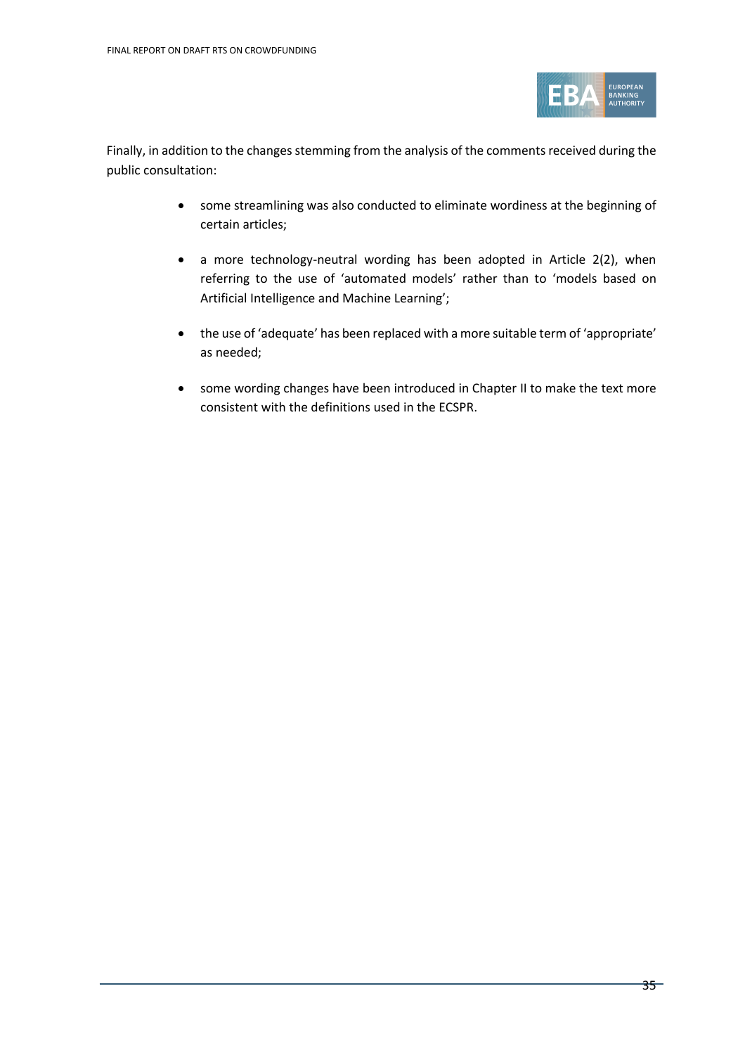Finally, in addition to the changes stemming from the analysis of the comments received during the public consultation:

- some streamlining was also conducted to eliminate wordiness at the beginning of certain articles;
- a more technology-neutral wording has been adopted in Article 2(2), when referring to the use of 'automated models' rather than to 'models based on Artificial Intelligence and Machine Learning';
- the use of 'adequate' has been replaced with a more suitable term of 'appropriate' as needed;
- some wording changes have been introduced in Chapter II to make the text more consistent with the definitions used in the ECSPR.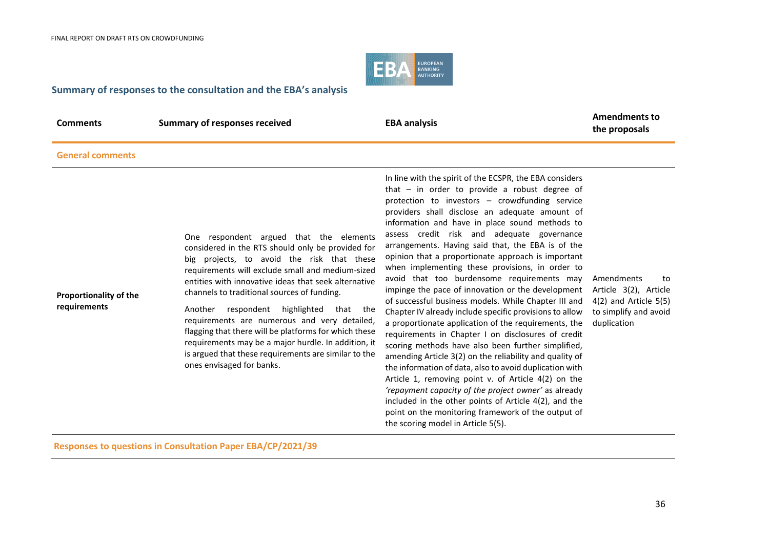## Summary of responses to the consultation and the EBA's analysis

| Comments | Summary of responses received | EBA analysis | Amendments to the proposals |
|---|---|---|---|
| **General comments** | | | |
| **Proportionality of the requirements** | One respondent argued that the elements considered in the RTS should only be provided for big projects, to avoid the risk that these requirements will exclude small and medium-sized entities with innovative ideas that seek alternative channels to traditional sources of funding.<br><br>Another respondent highlighted that the requirements are numerous and very detailed, flagging that there will be platforms for which these requirements may be a major hurdle. In addition, it is argued that these requirements are similar to the ones envisaged for banks. | In line with the spirit of the ECSPR, the EBA considers that – in order to provide a robust degree of protection to investors – crowdfunding service providers shall disclose an adequate amount of information and have in place sound methods to assess credit risk and adequate governance arrangements. Having said that, the EBA is of the opinion that a proportionate approach is important when implementing these provisions, in order to avoid that too burdensome requirements may impinge the pace of innovation or the development of successful business models. While Chapter III and Chapter IV already include specific provisions to allow a proportionate application of the requirements, the requirements in Chapter I on disclosures of credit scoring methods have also been further simplified, amending Article 3(2) on the reliability and quality of the information of data, also to avoid duplication with Article 1, removing point v. of Article 4(2) on the *'repayment capacity of the project owner'* as already included in the other points of Article 4(2), and the point on the monitoring framework of the output of the scoring model in Article 5(5). | Amendments to Article 3(2), Article 4(2) and Article 5(5) to simplify and avoid duplication |
| **Responses to questions in Consultation Paper EBA/CP/2021/39** | | | |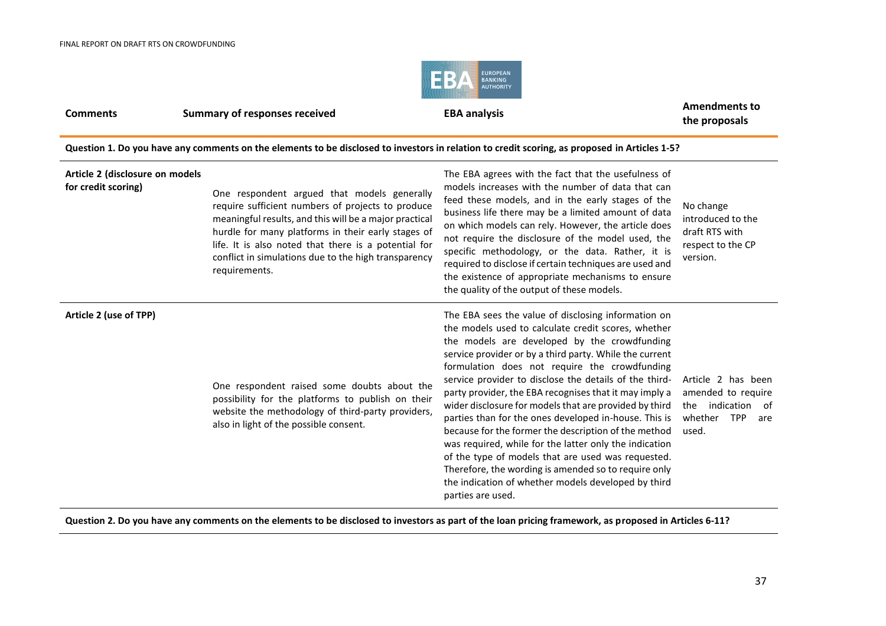| Comments | Summary of responses received | EBA analysis | Amendments to the proposals |
|---|---|---|---|
| **Question 1. Do you have any comments on the elements to be disclosed to investors in relation to credit scoring, as proposed in Articles 1-5?** | | | |
| **Article 2 (disclosure on models for credit scoring)** | One respondent argued that models generally require sufficient numbers of projects to produce meaningful results, and this will be a major practical hurdle for many platforms in their early stages of life. It is also noted that there is a potential for conflict in simulations due to the high transparency requirements. | The EBA agrees with the fact that the usefulness of models increases with the number of data that can feed these models, and in the early stages of the business life there may be a limited amount of data on which models can rely. However, the article does not require the disclosure of the model used, the specific methodology, or the data. Rather, it is required to disclose if certain techniques are used and the existence of appropriate mechanisms to ensure the quality of the output of these models. | No change introduced to the draft RTS with respect to the CP version. |
| **Article 2 (use of TPP)** | One respondent raised some doubts about the possibility for the platforms to publish on their website the methodology of third-party providers, also in light of the possible consent. | The EBA sees the value of disclosing information on the models used to calculate credit scores, whether the models are developed by the crowdfunding service provider or by a third party. While the current formulation does not require the crowdfunding service provider to disclose the details of the third-party provider, the EBA recognises that it may imply a wider disclosure for models that are provided by third parties than for the ones developed in-house. This is because for the former the description of the method was required, while for the latter only the indication of the type of models that are used was requested. Therefore, the wording is amended so to require only the indication of whether models developed by third parties are used. | Article 2 has been amended to require the indication of whether TPP are used. |
| **Question 2. Do you have any comments on the elements to be disclosed to investors as part of the loan pricing framework, as proposed in Articles 6-11?** | | | |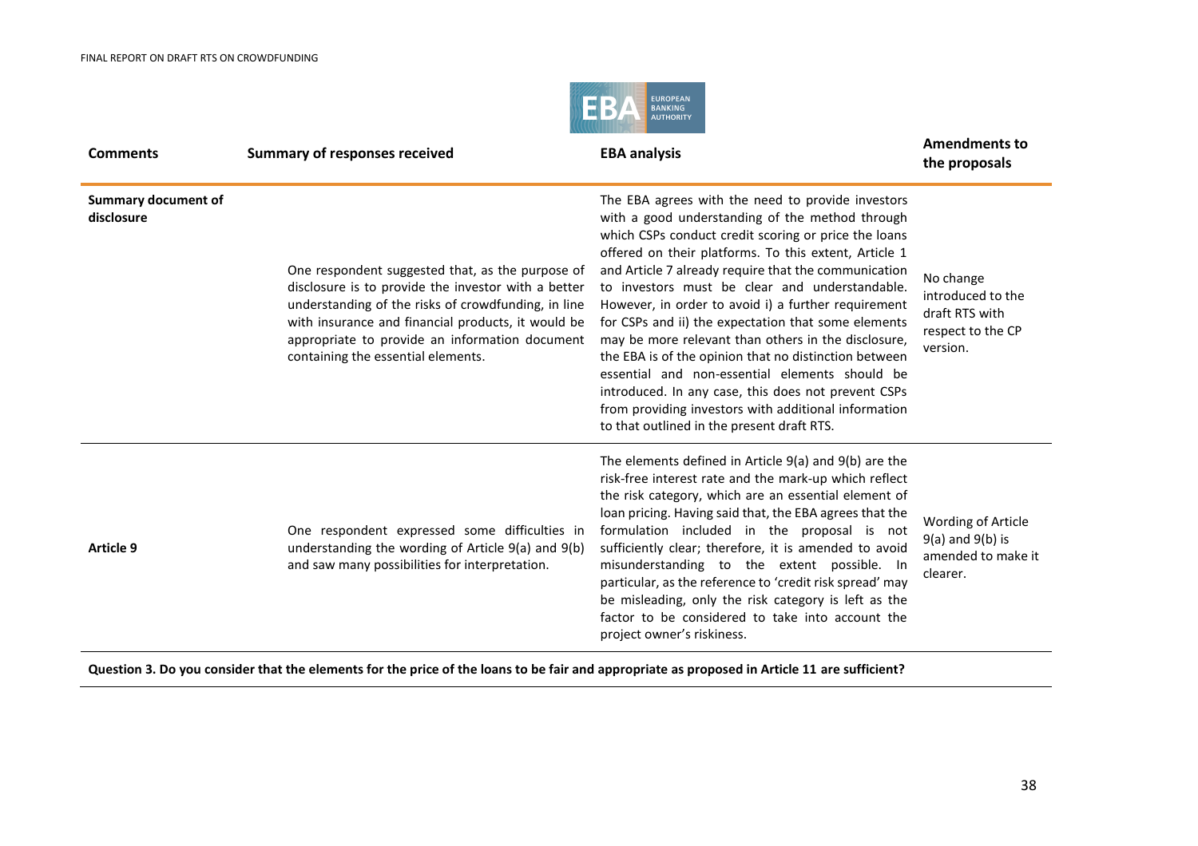| Comments | Summary of responses received | EBA analysis | Amendments to the proposals |
|---|---|---|---|
| **Summary document of disclosure** | One respondent suggested that, as the purpose of disclosure is to provide the investor with a better understanding of the risks of crowdfunding, in line with insurance and financial products, it would be appropriate to provide an information document containing the essential elements. | The EBA agrees with the need to provide investors with a good understanding of the method through which CSPs conduct credit scoring or price the loans offered on their platforms. To this extent, Article 1 and Article 7 already require that the communication to investors must be clear and understandable. However, in order to avoid i) a further requirement for CSPs and ii) the expectation that some elements may be more relevant than others in the disclosure, the EBA is of the opinion that no distinction between essential and non-essential elements should be introduced. In any case, this does not prevent CSPs from providing investors with additional information to that outlined in the present draft RTS. | No change introduced to the draft RTS with respect to the CP version. |
| **Article 9** | One respondent expressed some difficulties in understanding the wording of Article 9(a) and 9(b) and saw many possibilities for interpretation. | The elements defined in Article 9(a) and 9(b) are the risk-free interest rate and the mark-up which reflect the risk category, which are an essential element of loan pricing. Having said that, the EBA agrees that the formulation included in the proposal is not sufficiently clear; therefore, it is amended to avoid misunderstanding to the extent possible. In particular, as the reference to 'credit risk spread' may be misleading, only the risk category is left as the factor to be considered to take into account the project owner's riskiness. | Wording of Article 9(a) and 9(b) is amended to make it clearer. |
| **Question 3. Do you consider that the elements for the price of the loans to be fair and appropriate as proposed in Article 11 are sufficient?** | | | |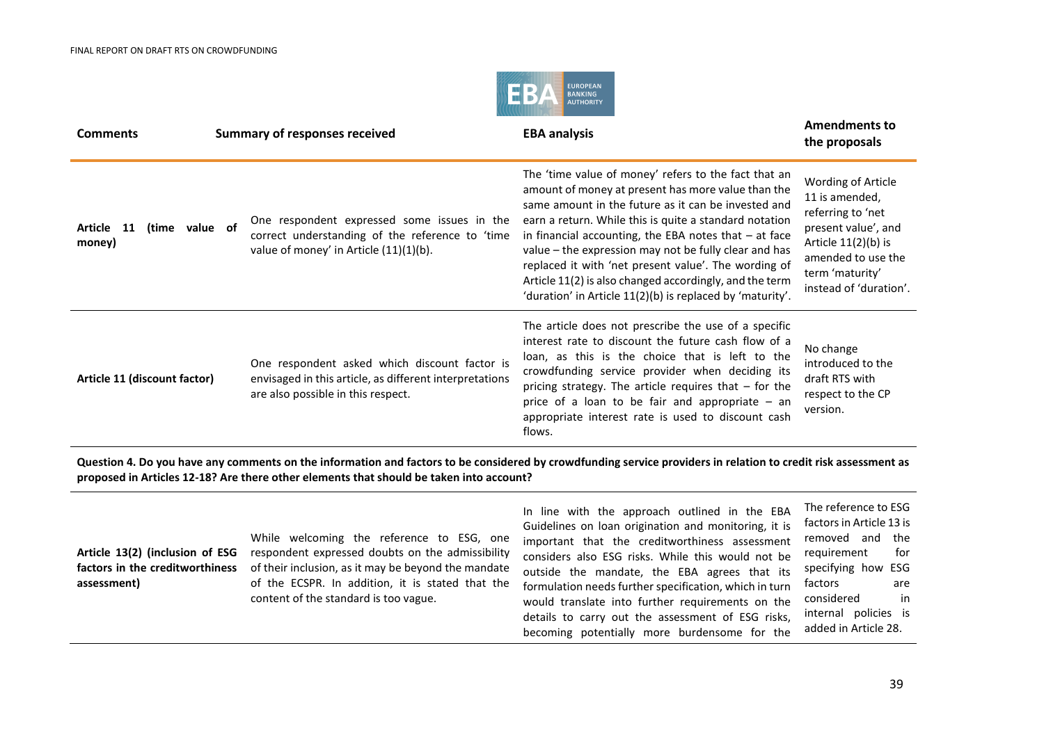| Comments | Summary of responses received | EBA analysis | Amendments to the proposals |
|---|---|---|---|
| **Article 11 (time value of money)** | One respondent expressed some issues in the correct understanding of the reference to 'time value of money' in Article (11)(1)(b). | The 'time value of money' refers to the fact that an amount of money at present has more value than the same amount in the future as it can be invested and earn a return. While this is quite a standard notation in financial accounting, the EBA notes that – at face value – the expression may not be fully clear and has replaced it with 'net present value'. The wording of Article 11(2) is also changed accordingly, and the term 'duration' in Article 11(2)(b) is replaced by 'maturity'. | Wording of Article 11 is amended, referring to 'net present value', and Article 11(2)(b) is amended to use the term 'maturity' instead of 'duration'. |
| **Article 11 (discount factor)** | One respondent asked which discount factor is envisaged in this article, as different interpretations are also possible in this respect. | The article does not prescribe the use of a specific interest rate to discount the future cash flow of a loan, as this is the choice that is left to the crowdfunding service provider when deciding its pricing strategy. The article requires that – for the price of a loan to be fair and appropriate – an appropriate interest rate is used to discount cash flows. | No change introduced to the draft RTS with respect to the CP version. |
| **Question 4. Do you have any comments on the information and factors to be considered by crowdfunding service providers in relation to credit risk assessment as proposed in Articles 12-18? Are there other elements that should be taken into account?** | | | |
| **Article 13(2) (inclusion of ESG factors in the creditworthiness assessment)** | While welcoming the reference to ESG, one respondent expressed doubts on the admissibility of their inclusion, as it may be beyond the mandate of the ECSPR. In addition, it is stated that the content of the standard is too vague. | In line with the approach outlined in the EBA Guidelines on loan origination and monitoring, it is important that the creditworthiness assessment considers also ESG risks. While this would not be outside the mandate, the EBA agrees that its formulation needs further specification, which in turn would translate into further requirements on the details to carry out the assessment of ESG risks, becoming potentially more burdensome for the | The reference to ESG factors in Article 13 is removed and the requirement for specifying how ESG factors are considered in internal policies is added in Article 28. |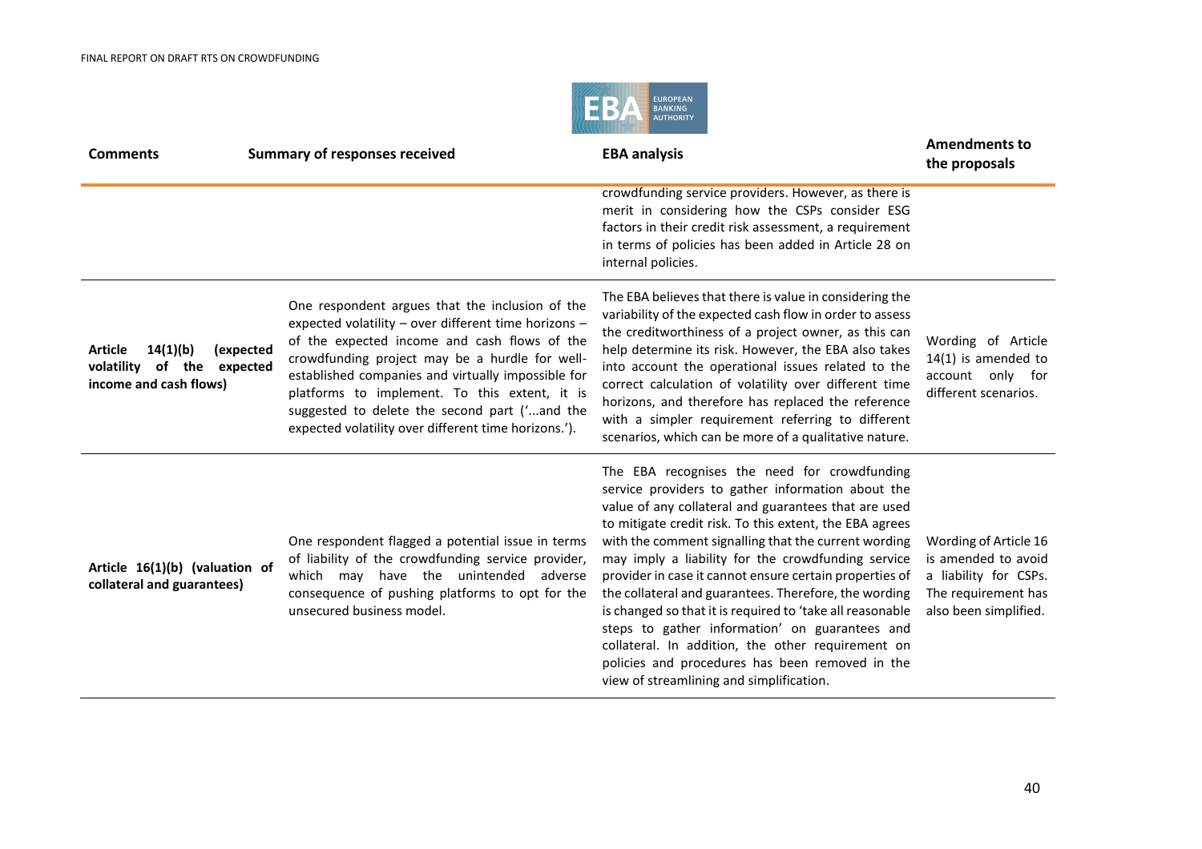| Comments | Summary of responses received | EBA analysis | Amendments to the proposals |
|---|---|---|---|
| | | crowdfunding service providers. However, as there is merit in considering how the CSPs consider ESG factors in their credit risk assessment, a requirement in terms of policies has been added in Article 28 on internal policies. | |
| **Article 14(1)(b) (expected volatility of the expected income and cash flows)** | One respondent argues that the inclusion of the expected volatility – over different time horizons – of the expected income and cash flows of the crowdfunding project may be a hurdle for well-established companies and virtually impossible for platforms to implement. To this extent, it is suggested to delete the second part ('...and the expected volatility over different time horizons.'). | The EBA believes that there is value in considering the variability of the expected cash flow in order to assess the creditworthiness of a project owner, as this can help determine its risk. However, the EBA also takes into account the operational issues related to the correct calculation of volatility over different time horizons, and therefore has replaced the reference with a simpler requirement referring to different scenarios, which can be more of a qualitative nature. | Wording of Article 14(1) is amended to account only for different scenarios. |
| **Article 16(1)(b) (valuation of collateral and guarantees)** | One respondent flagged a potential issue in terms of liability of the crowdfunding service provider, which may have the unintended adverse consequence of pushing platforms to opt for the unsecured business model. | The EBA recognises the need for crowdfunding service providers to gather information about the value of any collateral and guarantees that are used to mitigate credit risk. To this extent, the EBA agrees with the comment signalling that the current wording may imply a liability for the crowdfunding service provider in case it cannot ensure certain properties of the collateral and guarantees. Therefore, the wording is changed so that it is required to 'take all reasonable steps to gather information' on guarantees and collateral. In addition, the other requirement on policies and procedures has been removed in the view of streamlining and simplification. | Wording of Article 16 is amended to avoid a liability for CSPs. The requirement has also been simplified. |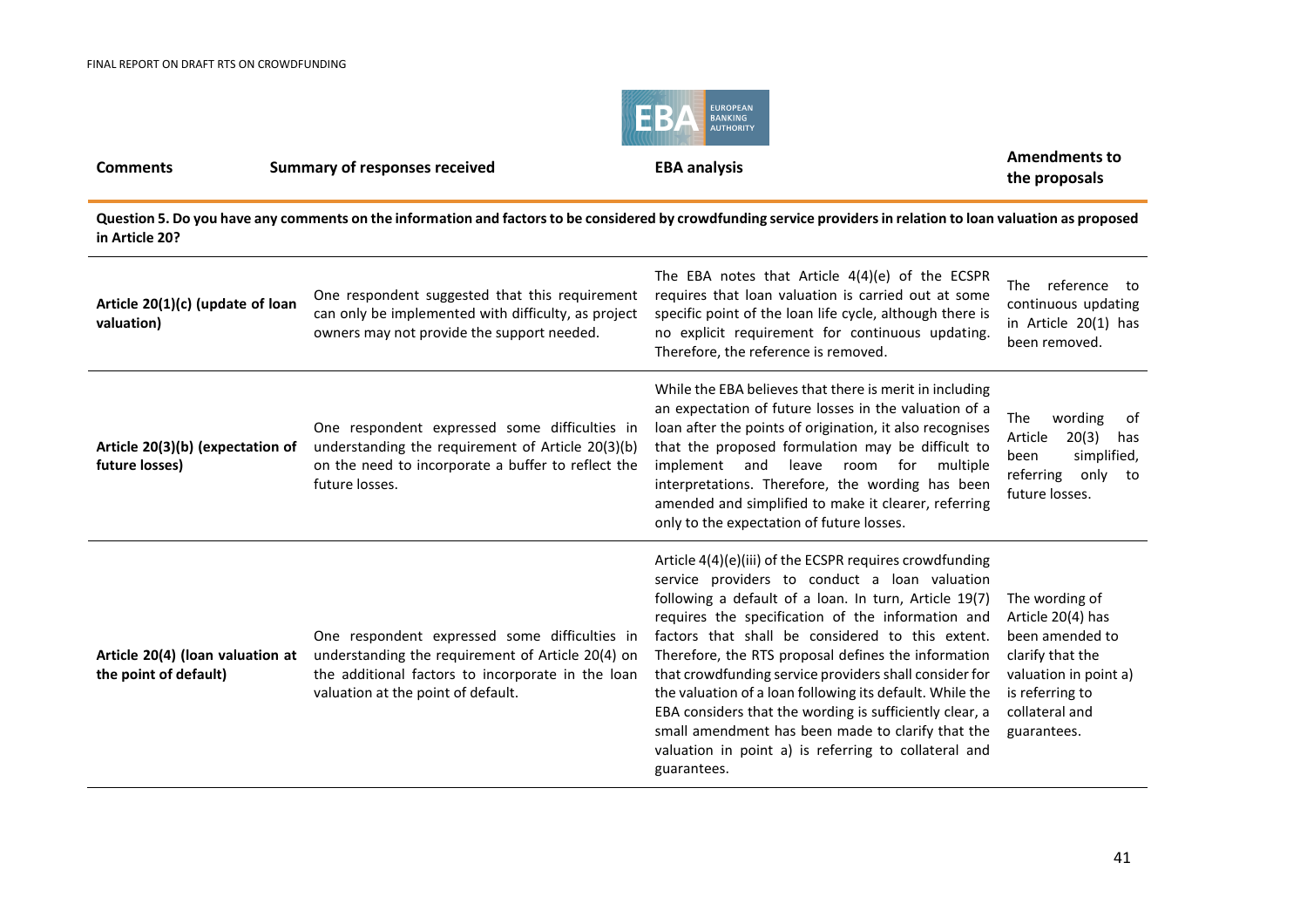| Comments | Summary of responses received | EBA analysis | Amendments to the proposals |
|---|---|---|---|
| **Question 5. Do you have any comments on the information and factors to be considered by crowdfunding service providers in relation to loan valuation as proposed in Article 20?** | | | |
| **Article 20(1)(c) (update of loan valuation)** | One respondent suggested that this requirement can only be implemented with difficulty, as project owners may not provide the support needed. | The EBA notes that Article 4(4)(e) of the ECSPR requires that loan valuation is carried out at some specific point of the loan life cycle, although there is no explicit requirement for continuous updating. Therefore, the reference is removed. | The reference to continuous updating in Article 20(1) has been removed. |
| **Article 20(3)(b) (expectation of future losses)** | One respondent expressed some difficulties in understanding the requirement of Article 20(3)(b) on the need to incorporate a buffer to reflect the future losses. | While the EBA believes that there is merit in including an expectation of future losses in the valuation of a loan after the points of origination, it also recognises that the proposed formulation may be difficult to implement and leave room for multiple interpretations. Therefore, the wording has been amended and simplified to make it clearer, referring only to the expectation of future losses. | The wording of Article 20(3) has been simplified, referring only to future losses. |
| **Article 20(4) (loan valuation at the point of default)** | One respondent expressed some difficulties in understanding the requirement of Article 20(4) on the additional factors to incorporate in the loan valuation at the point of default. | Article 4(4)(e)(iii) of the ECSPR requires crowdfunding service providers to conduct a loan valuation following a default of a loan. In turn, Article 19(7) requires the specification of the information and factors that shall be considered to this extent. Therefore, the RTS proposal defines the information that crowdfunding service providers shall consider for the valuation of a loan following its default. While the EBA considers that the wording is sufficiently clear, a small amendment has been made to clarify that the valuation in point a) is referring to collateral and guarantees. | The wording of Article 20(4) has been amended to clarify that the valuation in point a) is referring to collateral and guarantees. |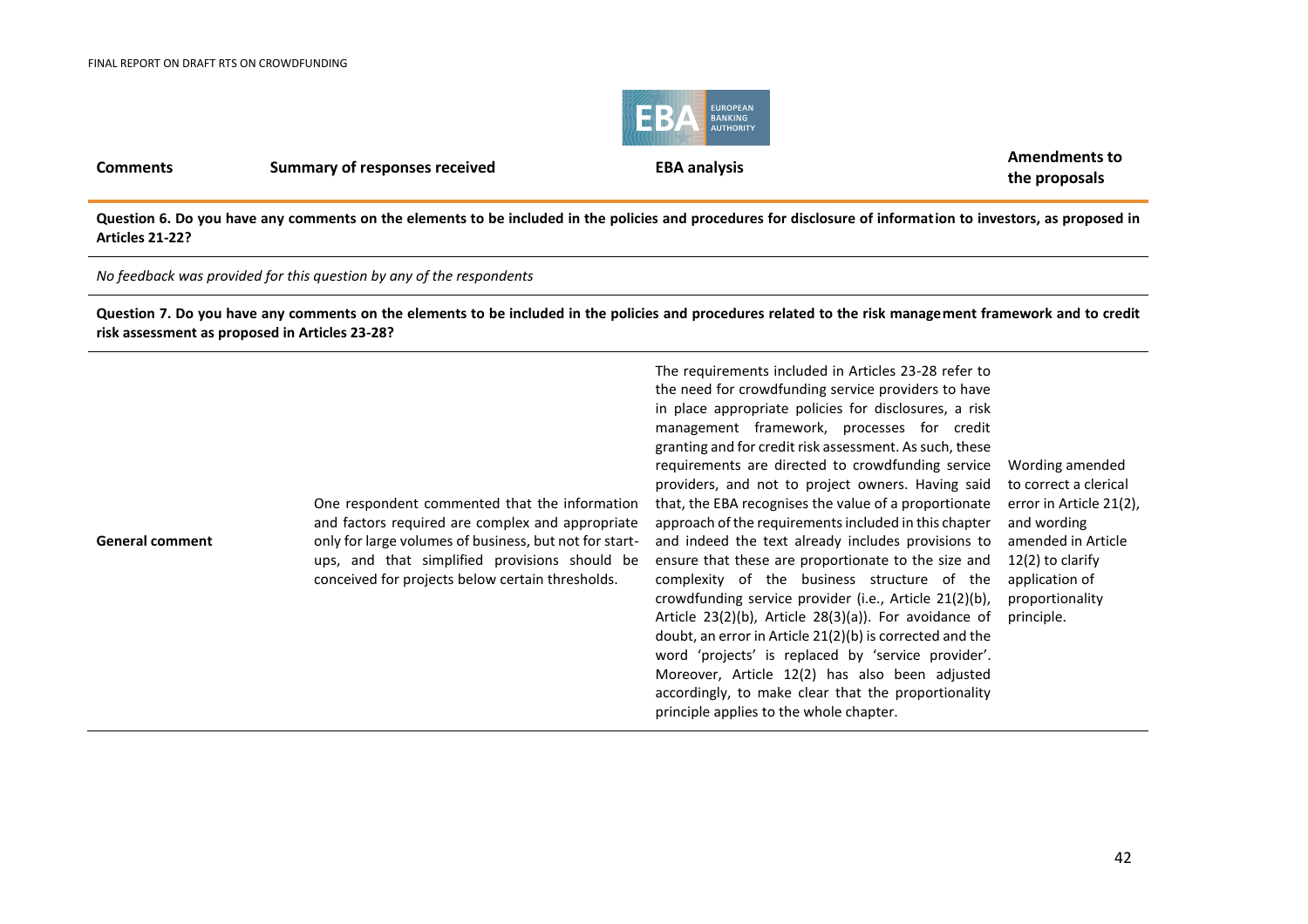| Comments | Summary of responses received | EBA analysis | Amendments to the proposals |
|---|---|---|---|
| **Question 6. Do you have any comments on the elements to be included in the policies and procedures for disclosure of information to investors, as proposed in Articles 21-22?** | | | |
| *No feedback was provided for this question by any of the respondents* | | | |
| **Question 7. Do you have any comments on the elements to be included in the policies and procedures related to the risk management framework and to credit risk assessment as proposed in Articles 23-28?** | | | |
| **General comment** | One respondent commented that the information and factors required are complex and appropriate only for large volumes of business, but not for start-ups, and that simplified provisions should be conceived for projects below certain thresholds. | The requirements included in Articles 23-28 refer to the need for crowdfunding service providers to have in place appropriate policies for disclosures, a risk management framework, processes for credit granting and for credit risk assessment. As such, these requirements are directed to crowdfunding service providers, and not to project owners. Having said that, the EBA recognises the value of a proportionate approach of the requirements included in this chapter and indeed the text already includes provisions to ensure that these are proportionate to the size and complexity of the business structure of the crowdfunding service provider (i.e., Article 21(2)(b), Article 23(2)(b), Article 28(3)(a)). For avoidance of doubt, an error in Article 21(2)(b) is corrected and the word 'projects' is replaced by 'service provider'. Moreover, Article 12(2) has also been adjusted accordingly, to make clear that the proportionality principle applies to the whole chapter. | Wording amended to correct a clerical error in Article 21(2), and wording amended in Article 12(2) to clarify application of proportionality principle. |